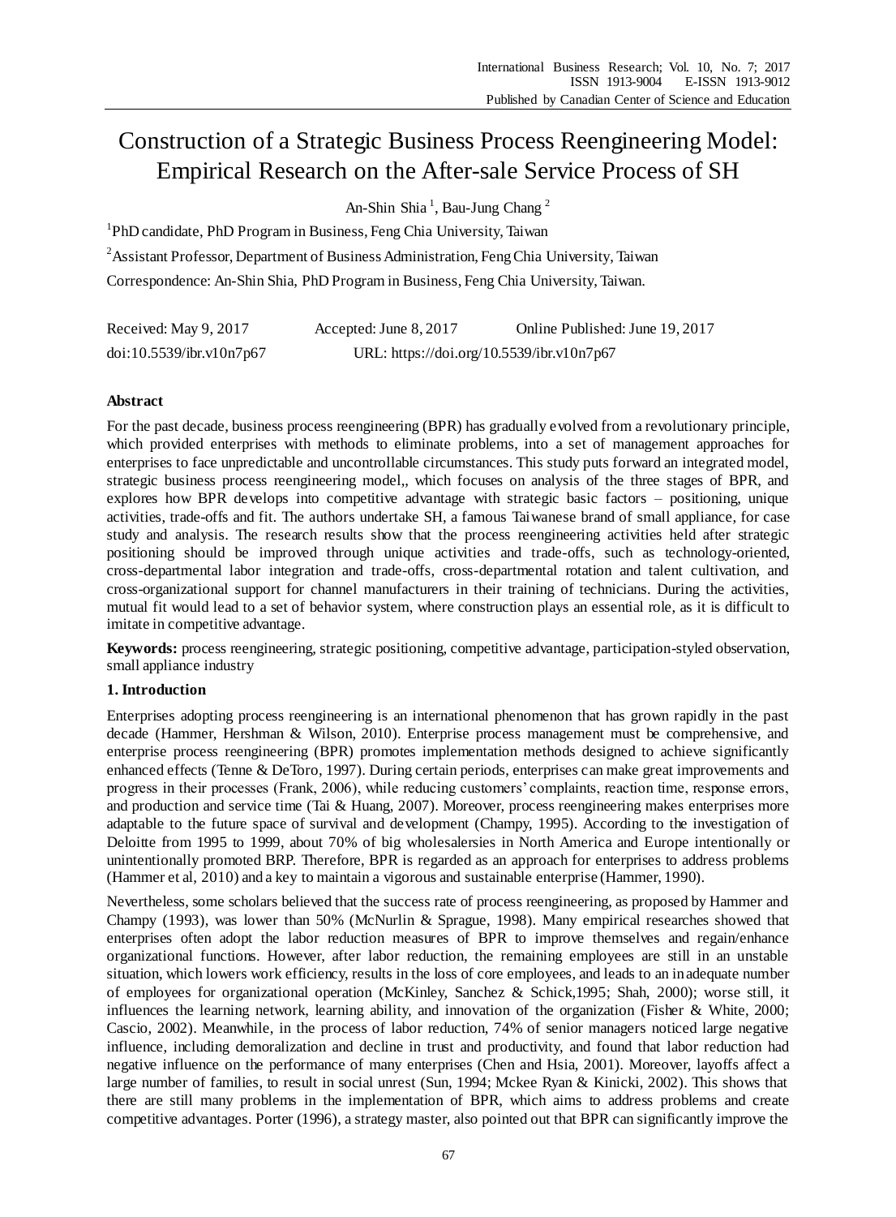# Construction of a Strategic Business Process Reengineering Model: Empirical Research on the After-sale Service Process of SH

An-Shin Shia[1], Bau-Jung Chang[2]

[1]PhD candidate, PhD Program in Business, Feng Chia University, Taiwan

[2]Assistant Professor, Department of Business Administration, Feng Chia University, Taiwan

Correspondence: An-Shin Shia, PhD Program in Business, Feng Chia University, Taiwan.

Received: May 9, 2017 Accepted: June 8, 2017 Online Published: June 19, 2017

doi:10.5539/ibr.v10n7p67 URL: https://doi.org/10.5539/ibr.v10n7p67

## Abstract

For the past decade, business process reengineering (BPR) has gradually evolved from a revolutionary principle, which provided enterprises with methods to eliminate problems, into a set of management approaches for enterprises to face unpredictable and uncontrollable circumstances. This study puts forward an integrated model, strategic business process reengineering model,, which focuses on analysis of the three stages of BPR, and explores how BPR develops into competitive advantage with strategic basic factors – positioning, unique activities, trade-offs and fit. The authors undertake SH, a famous Taiwanese brand of small appliance, for case study and analysis. The research results show that the process reengineering activities held after strategic positioning should be improved through unique activities and trade-offs, such as technology-oriented, cross-departmental labor integration and trade-offs, cross-departmental rotation and talent cultivation, and cross-organizational support for channel manufacturers in their training of technicians. During the activities, mutual fit would lead to a set of behavior system, where construction plays an essential role, as it is difficult to imitate in competitive advantage.

**Keywords:** process reengineering, strategic positioning, competitive advantage, participation-styled observation, small appliance industry

## 1. Introduction

Enterprises adopting process reengineering is an international phenomenon that has grown rapidly in the past decade (Hammer, Hershman & Wilson, 2010). Enterprise process management must be comprehensive, and enterprise process reengineering (BPR) promotes implementation methods designed to achieve significantly enhanced effects (Tenne & DeToro, 1997). During certain periods, enterprises can make great improvements and progress in their processes (Frank, 2006), while reducing customers' complaints, reaction time, response errors, and production and service time (Tai & Huang, 2007). Moreover, process reengineering makes enterprises more adaptable to the future space of survival and development (Champy, 1995). According to the investigation of Deloitte from 1995 to 1999, about 70% of big wholesalersies in North America and Europe intentionally or unintentionally promoted BRP. Therefore, BPR is regarded as an approach for enterprises to address problems (Hammer et al, 2010) and a key to maintain a vigorous and sustainable enterprise (Hammer, 1990).

Nevertheless, some scholars believed that the success rate of process reengineering, as proposed by Hammer and Champy (1993), was lower than 50% (McNurlin & Sprague, 1998). Many empirical researches showed that enterprises often adopt the labor reduction measures of BPR to improve themselves and regain/enhance organizational functions. However, after labor reduction, the remaining employees are still in an unstable situation, which lowers work efficiency, results in the loss of core employees, and leads to an inadequate number of employees for organizational operation (McKinley, Sanchez & Schick,1995; Shah, 2000); worse still, it influences the learning network, learning ability, and innovation of the organization (Fisher & White, 2000; Cascio, 2002). Meanwhile, in the process of labor reduction, 74% of senior managers noticed large negative influence, including demoralization and decline in trust and productivity, and found that labor reduction had negative influence on the performance of many enterprises (Chen and Hsia, 2001). Moreover, layoffs affect a large number of families, to result in social unrest (Sun, 1994; Mckee Ryan & Kinicki, 2002). This shows that there are still many problems in the implementation of BPR, which aims to address problems and create competitive advantages. Porter (1996), a strategy master, also pointed out that BPR can significantly improve the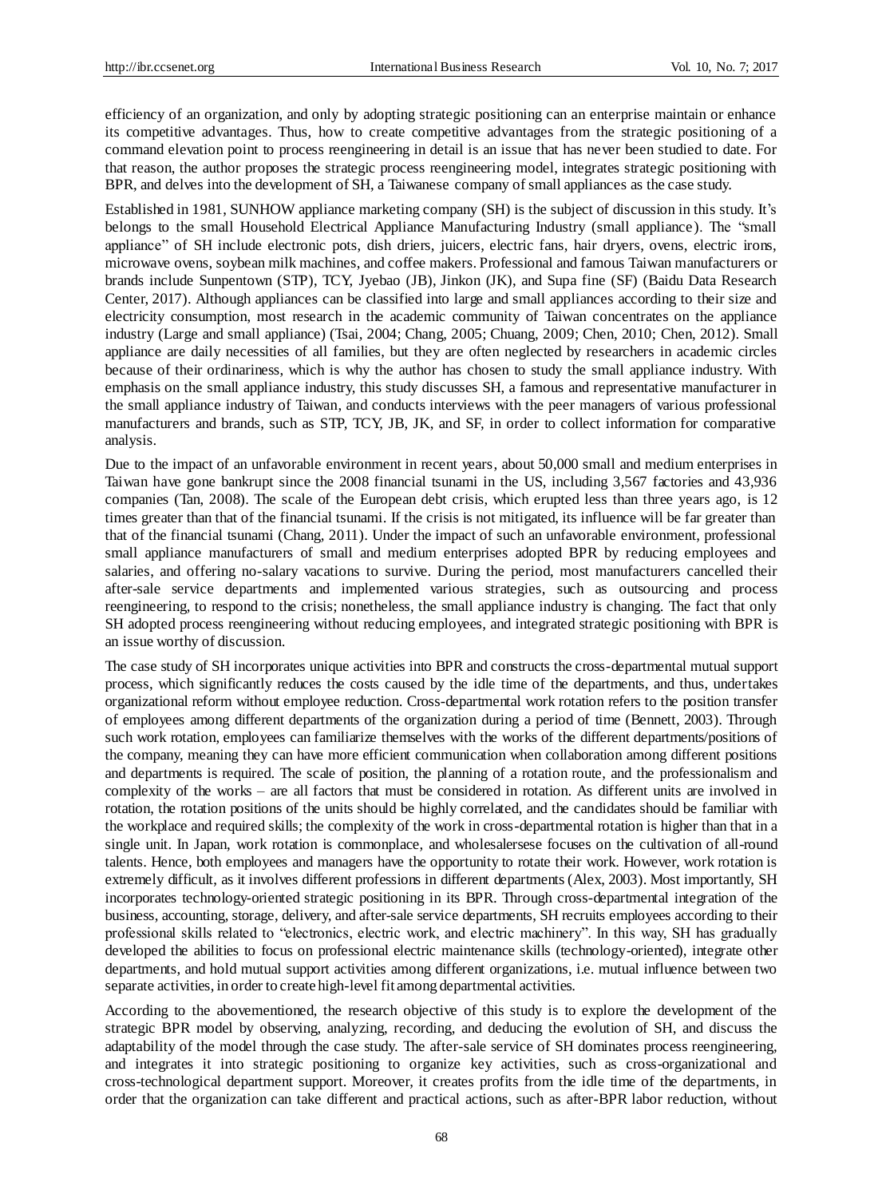efficiency of an organization, and only by adopting strategic positioning can an enterprise maintain or enhance its competitive advantages. Thus, how to create competitive advantages from the strategic positioning of a command elevation point to process reengineering in detail is an issue that has never been studied to date. For that reason, the author proposes the strategic process reengineering model, integrates strategic positioning with BPR, and delves into the development of SH, a Taiwanese company of small appliances as the case study.

Established in 1981, SUNHOW appliance marketing company (SH) is the subject of discussion in this study. It's belongs to the small Household Electrical Appliance Manufacturing Industry (small appliance). The "small appliance" of SH include electronic pots, dish driers, juicers, electric fans, hair dryers, ovens, electric irons, microwave ovens, soybean milk machines, and coffee makers. Professional and famous Taiwan manufacturers or brands include Sunpentown (STP), TCY, Jyebao (JB), Jinkon (JK), and Supa fine (SF) (Baidu Data Research Center, 2017). Although appliances can be classified into large and small appliances according to their size and electricity consumption, most research in the academic community of Taiwan concentrates on the appliance industry (Large and small appliance) (Tsai, 2004; Chang, 2005; Chuang, 2009; Chen, 2010; Chen, 2012). Small appliance are daily necessities of all families, but they are often neglected by researchers in academic circles because of their ordinariness, which is why the author has chosen to study the small appliance industry. With emphasis on the small appliance industry, this study discusses SH, a famous and representative manufacturer in the small appliance industry of Taiwan, and conducts interviews with the peer managers of various professional manufacturers and brands, such as STP, TCY, JB, JK, and SF, in order to collect information for comparative analysis.

Due to the impact of an unfavorable environment in recent years, about 50,000 small and medium enterprises in Taiwan have gone bankrupt since the 2008 financial tsunami in the US, including 3,567 factories and 43,936 companies (Tan, 2008). The scale of the European debt crisis, which erupted less than three years ago, is 12 times greater than that of the financial tsunami. If the crisis is not mitigated, its influence will be far greater than that of the financial tsunami (Chang, 2011). Under the impact of such an unfavorable environment, professional small appliance manufacturers of small and medium enterprises adopted BPR by reducing employees and salaries, and offering no-salary vacations to survive. During the period, most manufacturers cancelled their after-sale service departments and implemented various strategies, such as outsourcing and process reengineering, to respond to the crisis; nonetheless, the small appliance industry is changing. The fact that only SH adopted process reengineering without reducing employees, and integrated strategic positioning with BPR is an issue worthy of discussion.

The case study of SH incorporates unique activities into BPR and constructs the cross-departmental mutual support process, which significantly reduces the costs caused by the idle time of the departments, and thus, undertakes organizational reform without employee reduction. Cross-departmental work rotation refers to the position transfer of employees among different departments of the organization during a period of time (Bennett, 2003). Through such work rotation, employees can familiarize themselves with the works of the different departments/positions of the company, meaning they can have more efficient communication when collaboration among different positions and departments is required. The scale of position, the planning of a rotation route, and the professionalism and complexity of the works – are all factors that must be considered in rotation. As different units are involved in rotation, the rotation positions of the units should be highly correlated, and the candidates should be familiar with the workplace and required skills; the complexity of the work in cross-departmental rotation is higher than that in a single unit. In Japan, work rotation is commonplace, and wholesalersese focuses on the cultivation of all-round talents. Hence, both employees and managers have the opportunity to rotate their work. However, work rotation is extremely difficult, as it involves different professions in different departments (Alex, 2003). Most importantly, SH incorporates technology-oriented strategic positioning in its BPR. Through cross-departmental integration of the business, accounting, storage, delivery, and after-sale service departments, SH recruits employees according to their professional skills related to "electronics, electric work, and electric machinery". In this way, SH has gradually developed the abilities to focus on professional electric maintenance skills (technology-oriented), integrate other departments, and hold mutual support activities among different organizations, i.e. mutual influence between two separate activities, in order to create high-level fit among departmental activities.

According to the abovementioned, the research objective of this study is to explore the development of the strategic BPR model by observing, analyzing, recording, and deducing the evolution of SH, and discuss the adaptability of the model through the case study. The after-sale service of SH dominates process reengineering, and integrates it into strategic positioning to organize key activities, such as cross-organizational and cross-technological department support. Moreover, it creates profits from the idle time of the departments, in order that the organization can take different and practical actions, such as after-BPR labor reduction, without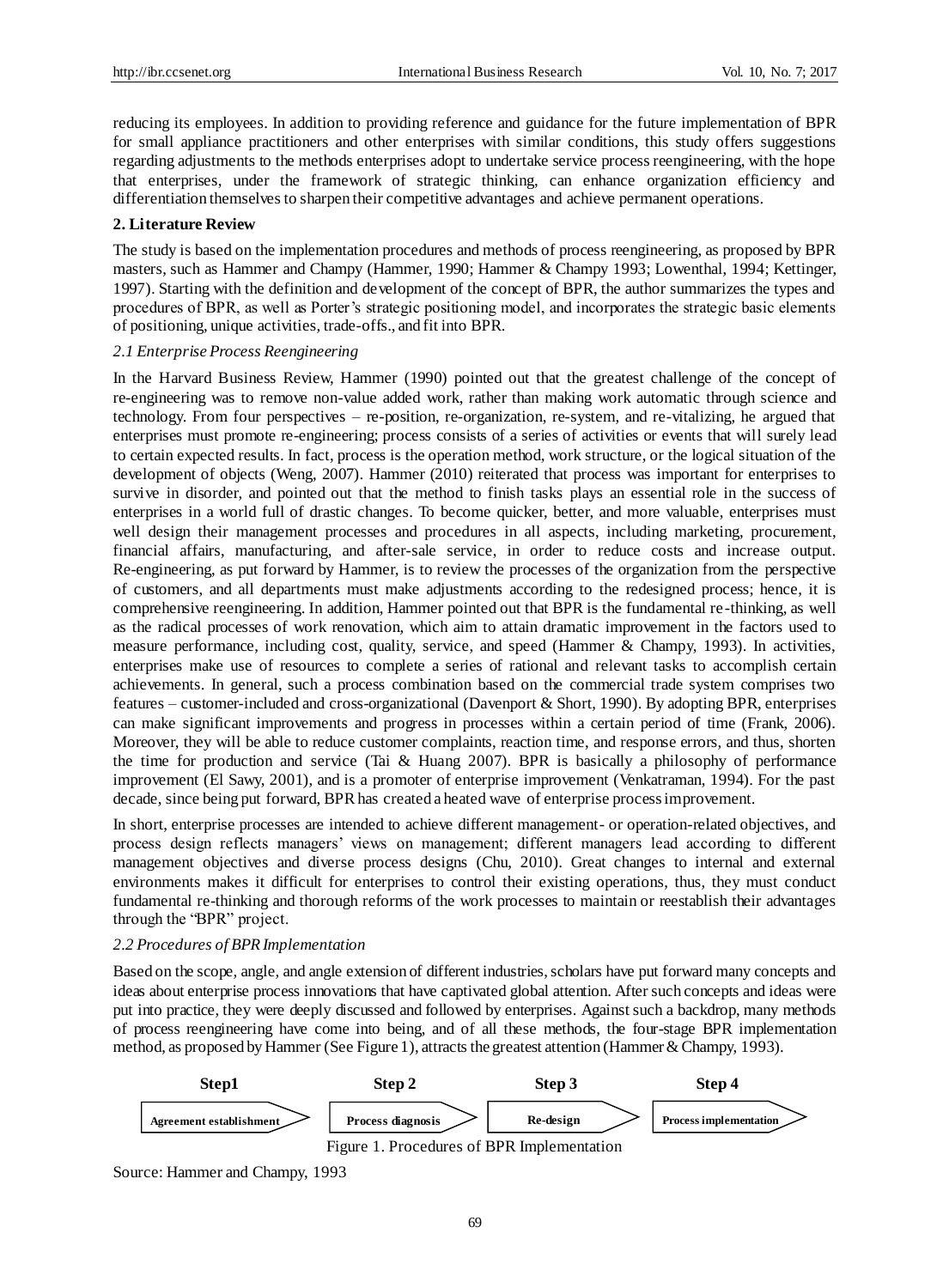reducing its employees. In addition to providing reference and guidance for the future implementation of BPR for small appliance practitioners and other enterprises with similar conditions, this study offers suggestions regarding adjustments to the methods enterprises adopt to undertake service process reengineering, with the hope that enterprises, under the framework of strategic thinking, can enhance organization efficiency and differentiation themselves to sharpen their competitive advantages and achieve permanent operations.

## 2. Literature Review

The study is based on the implementation procedures and methods of process reengineering, as proposed by BPR masters, such as Hammer and Champy (Hammer, 1990; Hammer & Champy 1993; Lowenthal, 1994; Kettinger, 1997). Starting with the definition and development of the concept of BPR, the author summarizes the types and procedures of BPR, as well as Porter's strategic positioning model, and incorporates the strategic basic elements of positioning, unique activities, trade-offs., and fit into BPR.

### *2.1 Enterprise Process Reengineering*

In the Harvard Business Review, Hammer (1990) pointed out that the greatest challenge of the concept of re-engineering was to remove non-value added work, rather than making work automatic through science and technology. From four perspectives – re-position, re-organization, re-system, and re-vitalizing, he argued that enterprises must promote re-engineering; process consists of a series of activities or events that will surely lead to certain expected results. In fact, process is the operation method, work structure, or the logical situation of the development of objects (Weng, 2007). Hammer (2010) reiterated that process was important for enterprises to survive in disorder, and pointed out that the method to finish tasks plays an essential role in the success of enterprises in a world full of drastic changes. To become quicker, better, and more valuable, enterprises must well design their management processes and procedures in all aspects, including marketing, procurement, financial affairs, manufacturing, and after-sale service, in order to reduce costs and increase output. Re-engineering, as put forward by Hammer, is to review the processes of the organization from the perspective of customers, and all departments must make adjustments according to the redesigned process; hence, it is comprehensive reengineering. In addition, Hammer pointed out that BPR is the fundamental re-thinking, as well as the radical processes of work renovation, which aim to attain dramatic improvement in the factors used to measure performance, including cost, quality, service, and speed (Hammer & Champy, 1993). In activities, enterprises make use of resources to complete a series of rational and relevant tasks to accomplish certain achievements. In general, such a process combination based on the commercial trade system comprises two features – customer-included and cross-organizational (Davenport & Short, 1990). By adopting BPR, enterprises can make significant improvements and progress in processes within a certain period of time (Frank, 2006). Moreover, they will be able to reduce customer complaints, reaction time, and response errors, and thus, shorten the time for production and service (Tai & Huang 2007). BPR is basically a philosophy of performance improvement (El Sawy, 2001), and is a promoter of enterprise improvement (Venkatraman, 1994). For the past decade, since being put forward, BPR has created a heated wave of enterprise process improvement.

In short, enterprise processes are intended to achieve different management- or operation-related objectives, and process design reflects managers' views on management; different managers lead according to different management objectives and diverse process designs (Chu, 2010). Great changes to internal and external environments makes it difficult for enterprises to control their existing operations, thus, they must conduct fundamental re-thinking and thorough reforms of the work processes to maintain or reestablish their advantages through the "BPR" project.

### *2.2 Procedures of BPR Implementation*

Based on the scope, angle, and angle extension of different industries, scholars have put forward many concepts and ideas about enterprise process innovations that have captivated global attention. After such concepts and ideas were put into practice, they were deeply discussed and followed by enterprises. Against such a backdrop, many methods of process reengineering have come into being, and of all these methods, the four-stage BPR implementation method, as proposed by Hammer (See Figure 1), attracts the greatest attention (Hammer & Champy, 1993).

Step1 — Agreement establishment
Step 2 — Process diagnosis
Step 3 — Re-design
Step 4 — Process implementation

Figure 1. Procedures of BPR Implementation

Source: Hammer and Champy, 1993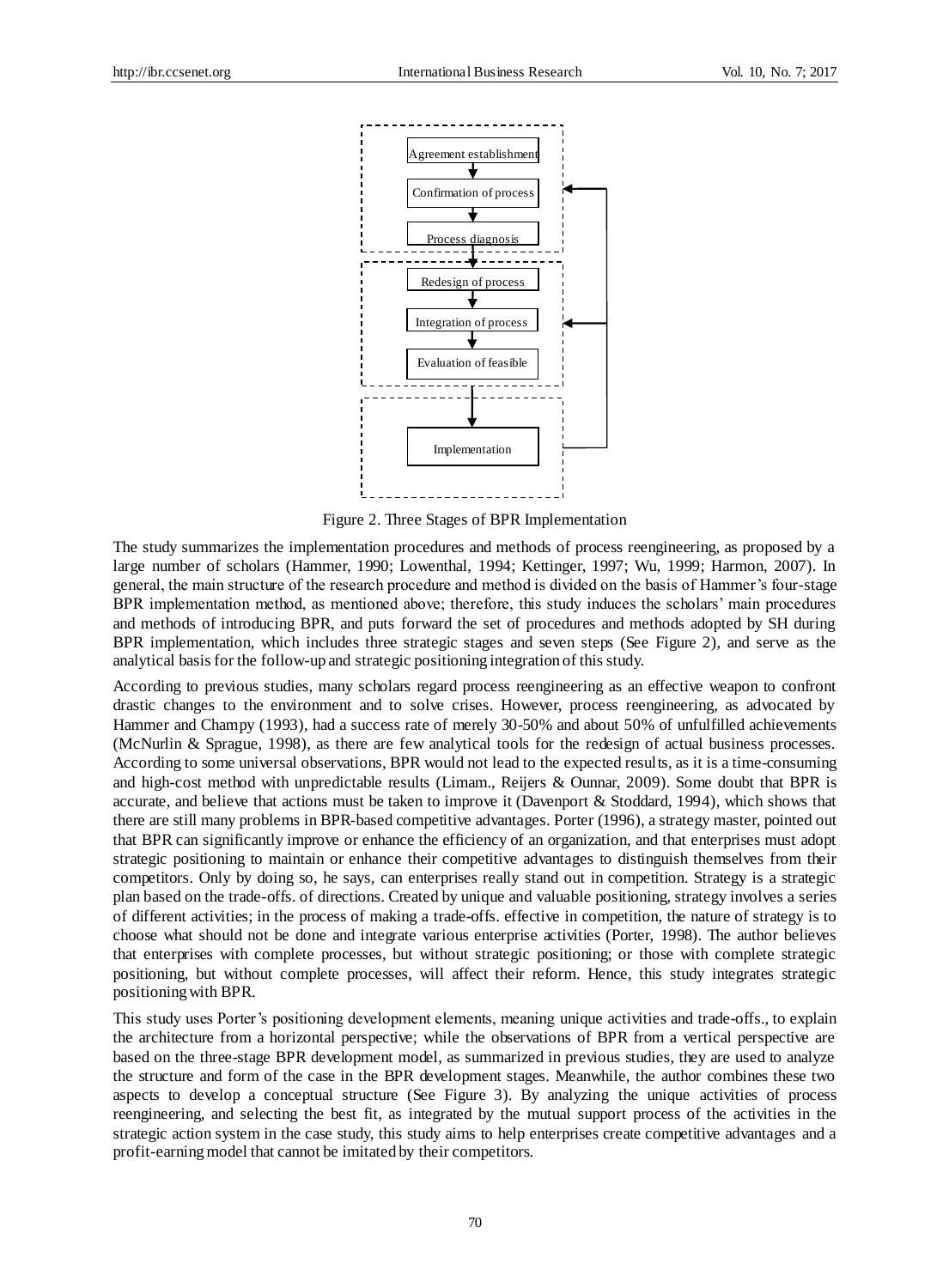Agreement establishment

Confirmation of process

Process diagnosis

Redesign of process

Integration of process

Evaluation of feasible

Implementation

Figure 2. Three Stages of BPR Implementation

The study summarizes the implementation procedures and methods of process reengineering, as proposed by a large number of scholars (Hammer, 1990; Lowenthal, 1994; Kettinger, 1997; Wu, 1999; Harmon, 2007). In general, the main structure of the research procedure and method is divided on the basis of Hammer's four-stage BPR implementation method, as mentioned above; therefore, this study induces the scholars' main procedures and methods of introducing BPR, and puts forward the set of procedures and methods adopted by SH during BPR implementation, which includes three strategic stages and seven steps (See Figure 2), and serve as the analytical basis for the follow-up and strategic positioning integration of this study.

According to previous studies, many scholars regard process reengineering as an effective weapon to confront drastic changes to the environment and to solve crises. However, process reengineering, as advocated by Hammer and Champy (1993), had a success rate of merely 30-50% and about 50% of unfulfilled achievements (McNurlin & Sprague, 1998), as there are few analytical tools for the redesign of actual business processes. According to some universal observations, BPR would not lead to the expected results, as it is a time-consuming and high-cost method with unpredictable results (Limam., Reijers & Ounnar, 2009). Some doubt that BPR is accurate, and believe that actions must be taken to improve it (Davenport & Stoddard, 1994), which shows that there are still many problems in BPR-based competitive advantages. Porter (1996), a strategy master, pointed out that BPR can significantly improve or enhance the efficiency of an organization, and that enterprises must adopt strategic positioning to maintain or enhance their competitive advantages to distinguish themselves from their competitors. Only by doing so, he says, can enterprises really stand out in competition. Strategy is a strategic plan based on the trade-offs. of directions. Created by unique and valuable positioning, strategy involves a series of different activities; in the process of making a trade-offs. effective in competition, the nature of strategy is to choose what should not be done and integrate various enterprise activities (Porter, 1998). The author believes that enterprises with complete processes, but without strategic positioning; or those with complete strategic positioning, but without complete processes, will affect their reform. Hence, this study integrates strategic positioning with BPR.

This study uses Porter's positioning development elements, meaning unique activities and trade-offs., to explain the architecture from a horizontal perspective; while the observations of BPR from a vertical perspective are based on the three-stage BPR development model, as summarized in previous studies, they are used to analyze the structure and form of the case in the BPR development stages. Meanwhile, the author combines these two aspects to develop a conceptual structure (See Figure 3). By analyzing the unique activities of process reengineering, and selecting the best fit, as integrated by the mutual support process of the activities in the strategic action system in the case study, this study aims to help enterprises create competitive advantages and a profit-earning model that cannot be imitated by their competitors.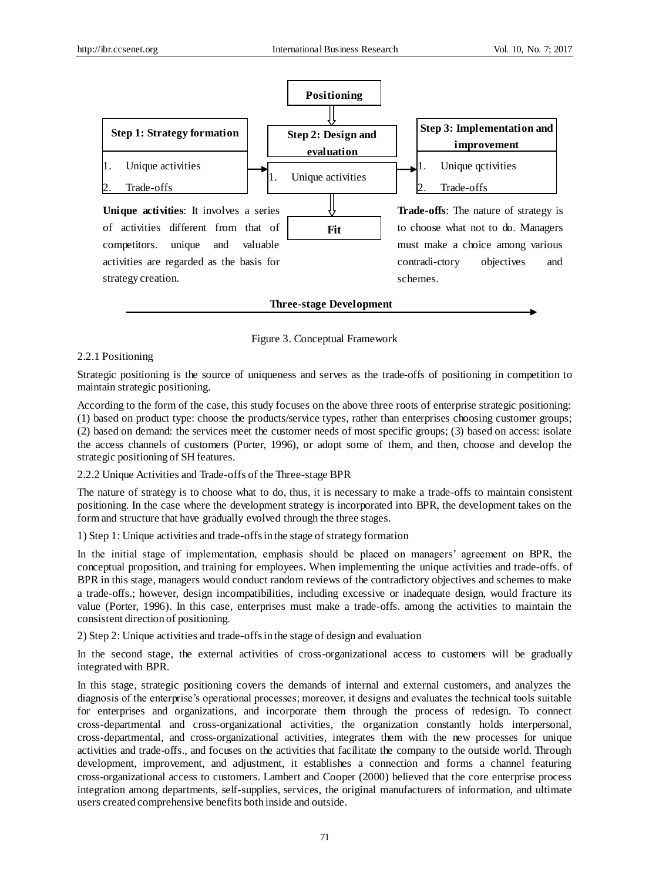**Positioning**

**Step 1: Strategy formation**

1. Unique activities
2. Trade-offs

**Step 2: Design and evaluation**

1. Unique activities

**Step 3: Implementation and improvement**

1. Unique qctivities
2. Trade-offs

**Fit**

**Unique activities**: It involves a series of activities different from that of competitors. unique and valuable activities are regarded as the basis for strategy creation.

**Trade-offs**: The nature of strategy is to choose what not to do. Managers must make a choice among various contradi-ctory objectives and schemes.

**Three-stage Development**

Figure 3. Conceptual Framework

#### 2.2.1 Positioning

Strategic positioning is the source of uniqueness and serves as the trade-offs of positioning in competition to maintain strategic positioning.

According to the form of the case, this study focuses on the above three roots of enterprise strategic positioning: (1) based on product type: choose the products/service types, rather than enterprises choosing customer groups; (2) based on demand: the services meet the customer needs of most specific groups; (3) based on access: isolate the access channels of customers (Porter, 1996), or adopt some of them, and then, choose and develop the strategic positioning of SH features.

#### 2.2.2 Unique Activities and Trade-offs of the Three-stage BPR

The nature of strategy is to choose what to do, thus, it is necessary to make a trade-offs to maintain consistent positioning. In the case where the development strategy is incorporated into BPR, the development takes on the form and structure that have gradually evolved through the three stages.

1) Step 1: Unique activities and trade-offs in the stage of strategy formation

In the initial stage of implementation, emphasis should be placed on managers' agreement on BPR, the conceptual proposition, and training for employees. When implementing the unique activities and trade-offs. of BPR in this stage, managers would conduct random reviews of the contradictory objectives and schemes to make a trade-offs.; however, design incompatibilities, including excessive or inadequate design, would fracture its value (Porter, 1996). In this case, enterprises must make a trade-offs. among the activities to maintain the consistent direction of positioning.

2) Step 2: Unique activities and trade-offs in the stage of design and evaluation

In the second stage, the external activities of cross-organizational access to customers will be gradually integrated with BPR.

In this stage, strategic positioning covers the demands of internal and external customers, and analyzes the diagnosis of the enterprise's operational processes; moreover, it designs and evaluates the technical tools suitable for enterprises and organizations, and incorporate them through the process of redesign. To connect cross-departmental and cross-organizational activities, the organization constantly holds interpersonal, cross-departmental, and cross-organizational activities, integrates them with the new processes for unique activities and trade-offs., and focuses on the activities that facilitate the company to the outside world. Through development, improvement, and adjustment, it establishes a connection and forms a channel featuring cross-organizational access to customers. Lambert and Cooper (2000) believed that the core enterprise process integration among departments, self-supplies, services, the original manufacturers of information, and ultimate users created comprehensive benefits both inside and outside.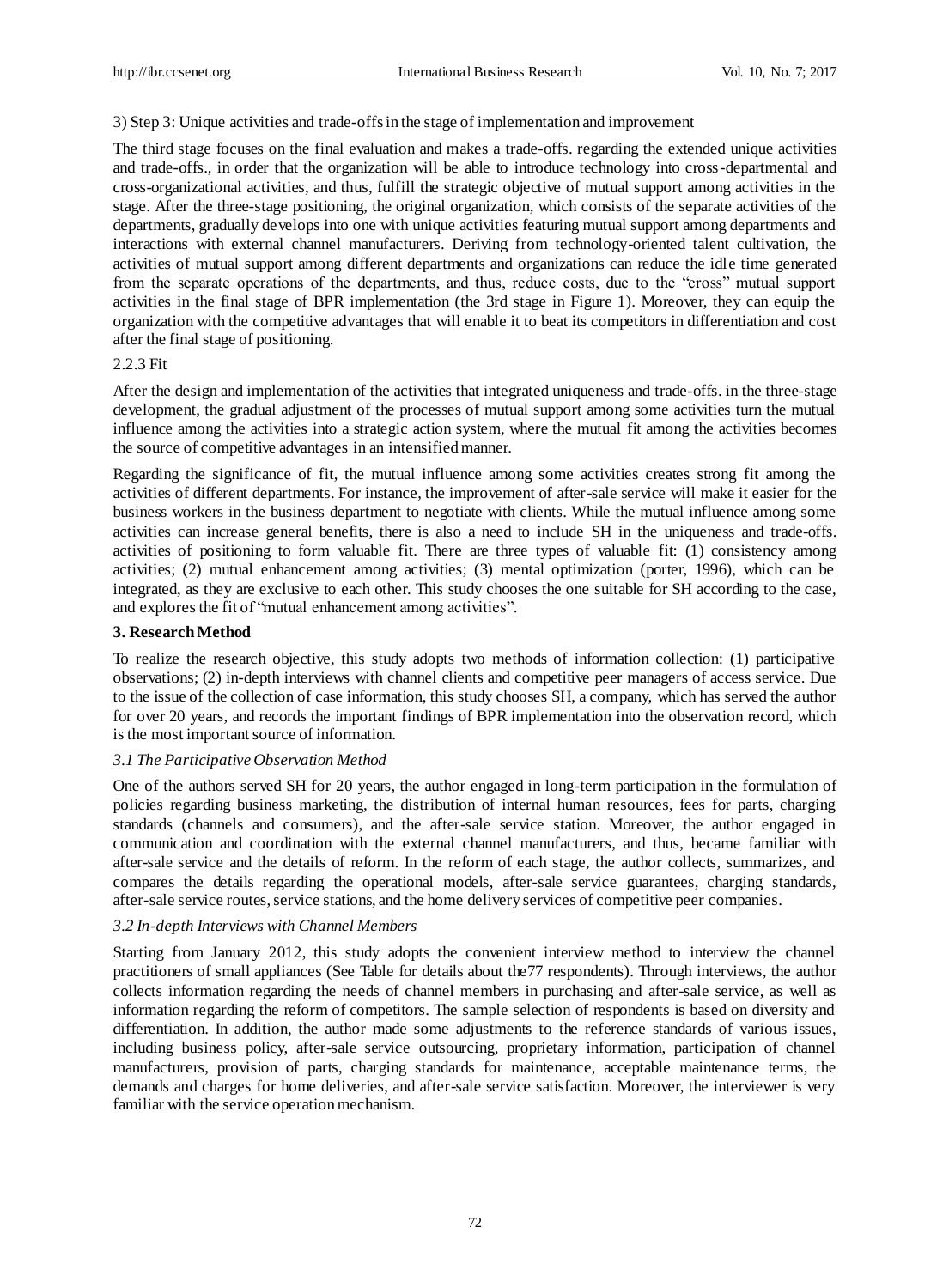3) Step 3: Unique activities and trade-offs in the stage of implementation and improvement

The third stage focuses on the final evaluation and makes a trade-offs. regarding the extended unique activities and trade-offs., in order that the organization will be able to introduce technology into cross-departmental and cross-organizational activities, and thus, fulfill the strategic objective of mutual support among activities in the stage. After the three-stage positioning, the original organization, which consists of the separate activities of the departments, gradually develops into one with unique activities featuring mutual support among departments and interactions with external channel manufacturers. Deriving from technology-oriented talent cultivation, the activities of mutual support among different departments and organizations can reduce the idle time generated from the separate operations of the departments, and thus, reduce costs, due to the "cross" mutual support activities in the final stage of BPR implementation (the 3rd stage in Figure 1). Moreover, they can equip the organization with the competitive advantages that will enable it to beat its competitors in differentiation and cost after the final stage of positioning.

2.2.3 Fit

After the design and implementation of the activities that integrated uniqueness and trade-offs. in the three-stage development, the gradual adjustment of the processes of mutual support among some activities turn the mutual influence among the activities into a strategic action system, where the mutual fit among the activities becomes the source of competitive advantages in an intensified manner.

Regarding the significance of fit, the mutual influence among some activities creates strong fit among the activities of different departments. For instance, the improvement of after-sale service will make it easier for the business workers in the business department to negotiate with clients. While the mutual influence among some activities can increase general benefits, there is also a need to include SH in the uniqueness and trade-offs. activities of positioning to form valuable fit. There are three types of valuable fit: (1) consistency among activities; (2) mutual enhancement among activities; (3) mental optimization (porter, 1996), which can be integrated, as they are exclusive to each other. This study chooses the one suitable for SH according to the case, and explores the fit of "mutual enhancement among activities".

## 3. Research Method

To realize the research objective, this study adopts two methods of information collection: (1) participative observations; (2) in-depth interviews with channel clients and competitive peer managers of access service. Due to the issue of the collection of case information, this study chooses SH, a company, which has served the author for over 20 years, and records the important findings of BPR implementation into the observation record, which is the most important source of information.

### *3.1 The Participative Observation Method*

One of the authors served SH for 20 years, the author engaged in long-term participation in the formulation of policies regarding business marketing, the distribution of internal human resources, fees for parts, charging standards (channels and consumers), and the after-sale service station. Moreover, the author engaged in communication and coordination with the external channel manufacturers, and thus, became familiar with after-sale service and the details of reform. In the reform of each stage, the author collects, summarizes, and compares the details regarding the operational models, after-sale service guarantees, charging standards, after-sale service routes, service stations, and the home delivery services of competitive peer companies.

### *3.2 In-depth Interviews with Channel Members*

Starting from January 2012, this study adopts the convenient interview method to interview the channel practitioners of small appliances (See Table for details about the77 respondents). Through interviews, the author collects information regarding the needs of channel members in purchasing and after-sale service, as well as information regarding the reform of competitors. The sample selection of respondents is based on diversity and differentiation. In addition, the author made some adjustments to the reference standards of various issues, including business policy, after-sale service outsourcing, proprietary information, participation of channel manufacturers, provision of parts, charging standards for maintenance, acceptable maintenance terms, the demands and charges for home deliveries, and after-sale service satisfaction. Moreover, the interviewer is very familiar with the service operation mechanism.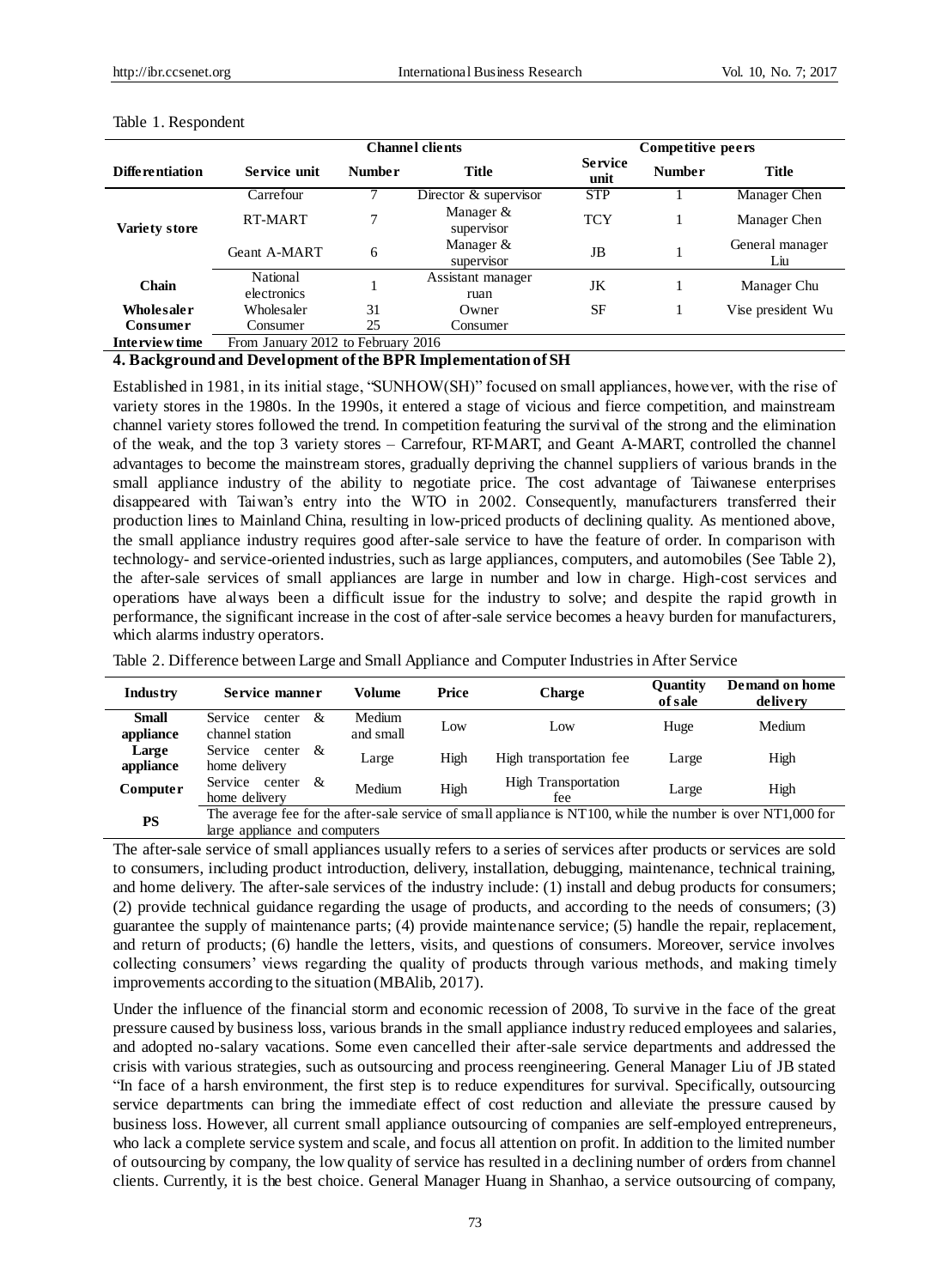Table 1. Respondent

| Differentiation | Channel clients | | | Competitive peers | | |
|---|---|---|---|---|---|---|
| | Service unit | Number | Title | Service unit | Number | Title |
| Variety store | Carrefour | 7 | Director & supervisor | STP | 1 | Manager Chen |
| | RT-MART | 7 | Manager & supervisor | TCY | 1 | Manager Chen |
| | Geant A-MART | 6 | Manager & supervisor | JB | 1 | General manager Liu |
| Chain | National electronics | 1 | Assistant manager ruan | JK | 1 | Manager Chu |
| Wholesaler | Wholesaler | 31 | Owner | SF | 1 | Vise president Wu |
| Consumer | Consumer | 25 | Consumer | | | |
| Interview time | From January 2012 to February 2016 | | | | | |

## 4. Background and Development of the BPR Implementation of SH

Established in 1981, in its initial stage, "SUNHOW(SH)" focused on small appliances, however, with the rise of variety stores in the 1980s. In the 1990s, it entered a stage of vicious and fierce competition, and mainstream channel variety stores followed the trend. In competition featuring the survival of the strong and the elimination of the weak, and the top 3 variety stores – Carrefour, RT-MART, and Geant A-MART, controlled the channel advantages to become the mainstream stores, gradually depriving the channel suppliers of various brands in the small appliance industry of the ability to negotiate price. The cost advantage of Taiwanese enterprises disappeared with Taiwan's entry into the WTO in 2002. Consequently, manufacturers transferred their production lines to Mainland China, resulting in low-priced products of declining quality. As mentioned above, the small appliance industry requires good after-sale service to have the feature of order. In comparison with technology- and service-oriented industries, such as large appliances, computers, and automobiles (See Table 2), the after-sale services of small appliances are large in number and low in charge. High-cost services and operations have always been a difficult issue for the industry to solve; and despite the rapid growth in performance, the significant increase in the cost of after-sale service becomes a heavy burden for manufacturers, which alarms industry operators.

Table 2. Difference between Large and Small Appliance and Computer Industries in After Service

| Industry | Service manner | Volume | Price | Charge | Quantity of sale | Demand on home delivery |
|---|---|---|---|---|---|---|
| Small appliance | Service center & channel station | Medium and small | Low | Low | Huge | Medium |
| Large appliance | Service center & home delivery | Large | High | High transportation fee | Large | High |
| Computer | Service center & home delivery | Medium | High | High Transportation fee | Large | High |
| PS | The average fee for the after-sale service of small appliance is NT100, while the number is over NT1,000 for large appliance and computers | | | | | |

The after-sale service of small appliances usually refers to a series of services after products or services are sold to consumers, including product introduction, delivery, installation, debugging, maintenance, technical training, and home delivery. The after-sale services of the industry include: (1) install and debug products for consumers; (2) provide technical guidance regarding the usage of products, and according to the needs of consumers; (3) guarantee the supply of maintenance parts; (4) provide maintenance service; (5) handle the repair, replacement, and return of products; (6) handle the letters, visits, and questions of consumers. Moreover, service involves collecting consumers' views regarding the quality of products through various methods, and making timely improvements according to the situation (MBAlib, 2017).

Under the influence of the financial storm and economic recession of 2008, To survive in the face of the great pressure caused by business loss, various brands in the small appliance industry reduced employees and salaries, and adopted no-salary vacations. Some even cancelled their after-sale service departments and addressed the crisis with various strategies, such as outsourcing and process reengineering. General Manager Liu of JB stated "In face of a harsh environment, the first step is to reduce expenditures for survival. Specifically, outsourcing service departments can bring the immediate effect of cost reduction and alleviate the pressure caused by business loss. However, all current small appliance outsourcing of companies are self-employed entrepreneurs, who lack a complete service system and scale, and focus all attention on profit. In addition to the limited number of outsourcing by company, the low quality of service has resulted in a declining number of orders from channel clients. Currently, it is the best choice. General Manager Huang in Shanhao, a service outsourcing of company,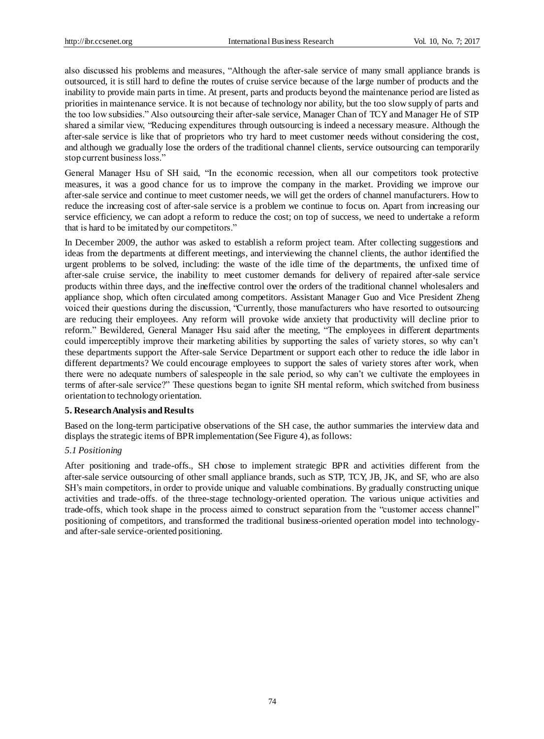also discussed his problems and measures, "Although the after-sale service of many small appliance brands is outsourced, it is still hard to define the routes of cruise service because of the large number of products and the inability to provide main parts in time. At present, parts and products beyond the maintenance period are listed as priorities in maintenance service. It is not because of technology nor ability, but the too slow supply of parts and the too low subsidies." Also outsourcing their after-sale service, Manager Chan of TCY and Manager He of STP shared a similar view, "Reducing expenditures through outsourcing is indeed a necessary measure. Although the after-sale service is like that of proprietors who try hard to meet customer needs without considering the cost, and although we gradually lose the orders of the traditional channel clients, service outsourcing can temporarily stop current business loss."

General Manager Hsu of SH said, "In the economic recession, when all our competitors took protective measures, it was a good chance for us to improve the company in the market. Providing we improve our after-sale service and continue to meet customer needs, we will get the orders of channel manufacturers. How to reduce the increasing cost of after-sale service is a problem we continue to focus on. Apart from increasing our service efficiency, we can adopt a reform to reduce the cost; on top of success, we need to undertake a reform that is hard to be imitated by our competitors."

In December 2009, the author was asked to establish a reform project team. After collecting suggestions and ideas from the departments at different meetings, and interviewing the channel clients, the author identified the urgent problems to be solved, including: the waste of the idle time of the departments, the unfixed time of after-sale cruise service, the inability to meet customer demands for delivery of repaired after-sale service products within three days, and the ineffective control over the orders of the traditional channel wholesalers and appliance shop, which often circulated among competitors. Assistant Manager Guo and Vice President Zheng voiced their questions during the discussion, "Currently, those manufacturers who have resorted to outsourcing are reducing their employees. Any reform will provoke wide anxiety that productivity will decline prior to reform." Bewildered, General Manager Hsu said after the meeting, "The employees in different departments could imperceptibly improve their marketing abilities by supporting the sales of variety stores, so why can't these departments support the After-sale Service Department or support each other to reduce the idle labor in different departments? We could encourage employees to support the sales of variety stores after work, when there were no adequate numbers of salespeople in the sale period, so why can't we cultivate the employees in terms of after-sale service?" These questions began to ignite SH mental reform, which switched from business orientation to technology orientation.

## 5. Research Analysis and Results

Based on the long-term participative observations of the SH case, the author summaries the interview data and displays the strategic items of BPR implementation (See Figure 4), as follows:

### *5.1 Positioning*

After positioning and trade-offs., SH chose to implement strategic BPR and activities different from the after-sale service outsourcing of other small appliance brands, such as STP, TCY, JB, JK, and SF, who are also SH's main competitors, in order to provide unique and valuable combinations. By gradually constructing unique activities and trade-offs. of the three-stage technology-oriented operation. The various unique activities and trade-offs, which took shape in the process aimed to construct separation from the "customer access channel" positioning of competitors, and transformed the traditional business-oriented operation model into technology- and after-sale service-oriented positioning.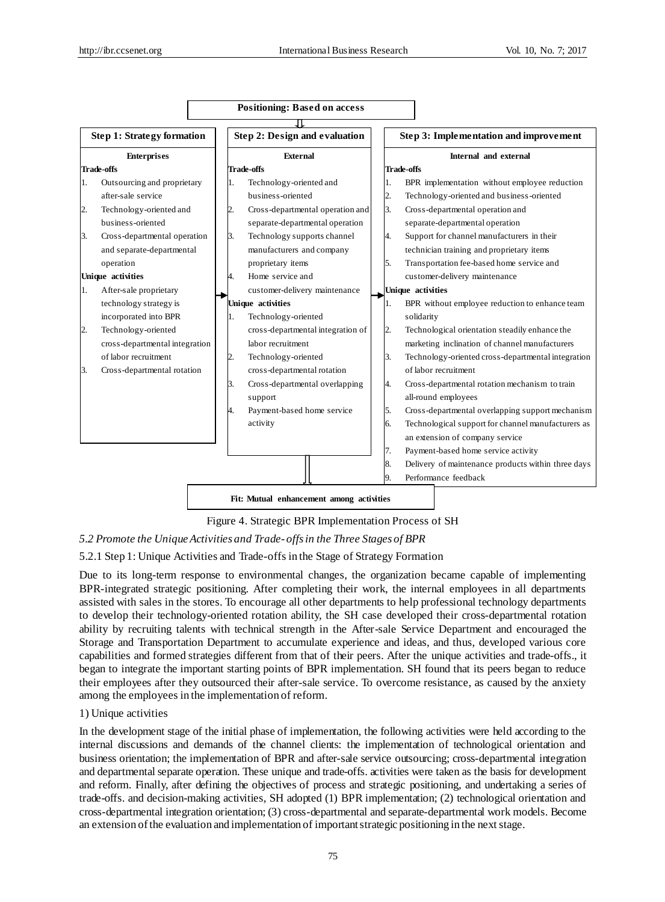**Positioning: Based on access**

| Step 1: Strategy formation | Step 2: Design and evaluation | Step 3: Implementation and improvement |
|---|---|---|
| **Enterprises** | **External** | **Internal and external** |
| **Trade-offs**<br>1. Outsourcing and proprietary after-sale service<br>2. Technology-oriented and business-oriented<br>3. Cross-departmental operation and separate-departmental operation | **Trade-offs**<br>1. Technology-oriented and business-oriented<br>2. Cross-departmental operation and separate-departmental operation<br>3. Technology supports channel manufacturers and company proprietary items<br>4. Home service and customer-delivery maintenance | **Trade-offs**<br>1. BPR implementation without employee reduction<br>2. Technology-oriented and business-oriented<br>3. Cross-departmental operation and separate-departmental operation<br>4. Support for channel manufacturers in their technician training and proprietary items<br>5. Transportation fee-based home service and customer-delivery maintenance |
| **Unique activities**<br>1. After-sale proprietary technology strategy is incorporated into BPR<br>2. Technology-oriented cross-departmental integration of labor recruitment<br>3. Cross-departmental rotation | **Unique activities**<br>1. Technology-oriented cross-departmental integration of labor recruitment<br>2. Technology-oriented cross-departmental rotation<br>3. Cross-departmental overlapping support<br>4. Payment-based home service activity | **Unique activities**<br>1. BPR without employee reduction to enhance team solidarity<br>2. Technological orientation steadily enhance the marketing inclination of channel manufacturers<br>3. Technology-oriented cross-departmental integration of labor recruitment<br>4. Cross-departmental rotation mechanism to train all-round employees<br>5. Cross-departmental overlapping support mechanism<br>6. Technological support for channel manufacturers as an extension of company service<br>7. Payment-based home service activity<br>8. Delivery of maintenance products within three days<br>9. Performance feedback |

**Fit: Mutual enhancement among activities**

Figure 4. Strategic BPR Implementation Process of SH

### *5.2 Promote the Unique Activities and Trade-offs in the Three Stages of BPR*

#### 5.2.1 Step 1: Unique Activities and Trade-offs in the Stage of Strategy Formation

Due to its long-term response to environmental changes, the organization became capable of implementing BPR-integrated strategic positioning. After completing their work, the internal employees in all departments assisted with sales in the stores. To encourage all other departments to help professional technology departments to develop their technology-oriented rotation ability, the SH case developed their cross-departmental rotation ability by recruiting talents with technical strength in the After-sale Service Department and encouraged the Storage and Transportation Department to accumulate experience and ideas, and thus, developed various core capabilities and formed strategies different from that of their peers. After the unique activities and trade-offs., it began to integrate the important starting points of BPR implementation. SH found that its peers began to reduce their employees after they outsourced their after-sale service. To overcome resistance, as caused by the anxiety among the employees in the implementation of reform.

1) Unique activities

In the development stage of the initial phase of implementation, the following activities were held according to the internal discussions and demands of the channel clients: the implementation of technological orientation and business orientation; the implementation of BPR and after-sale service outsourcing; cross-departmental integration and departmental separate operation. These unique and trade-offs. activities were taken as the basis for development and reform. Finally, after defining the objectives of process and strategic positioning, and undertaking a series of trade-offs. and decision-making activities, SH adopted (1) BPR implementation; (2) technological orientation and cross-departmental integration orientation; (3) cross-departmental and separate-departmental work models. Become an extension of the evaluation and implementation of important strategic positioning in the next stage.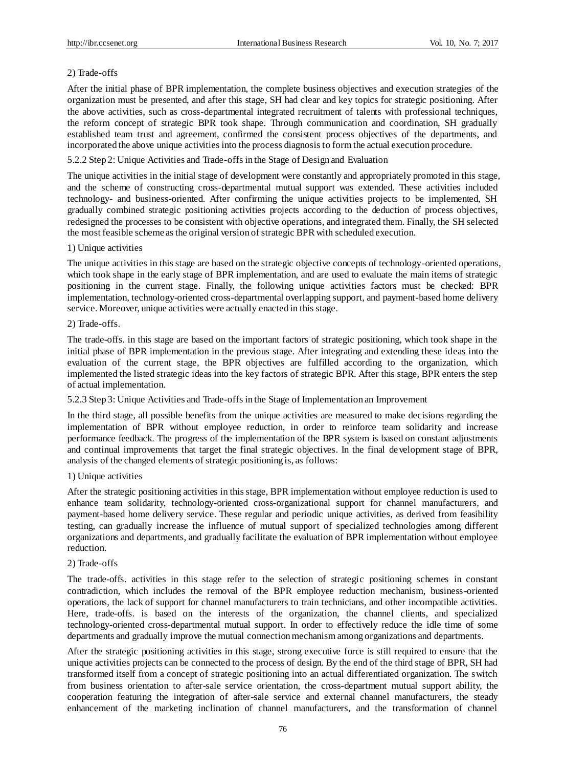2) Trade-offs

After the initial phase of BPR implementation, the complete business objectives and execution strategies of the organization must be presented, and after this stage, SH had clear and key topics for strategic positioning. After the above activities, such as cross-departmental integrated recruitment of talents with professional techniques, the reform concept of strategic BPR took shape. Through communication and coordination, SH gradually established team trust and agreement, confirmed the consistent process objectives of the departments, and incorporated the above unique activities into the process diagnosis to form the actual execution procedure.

#### 5.2.2 Step 2: Unique Activities and Trade-offs in the Stage of Design and Evaluation

The unique activities in the initial stage of development were constantly and appropriately promoted in this stage, and the scheme of constructing cross-departmental mutual support was extended. These activities included technology- and business-oriented. After confirming the unique activities projects to be implemented, SH gradually combined strategic positioning activities projects according to the deduction of process objectives, redesigned the processes to be consistent with objective operations, and integrated them. Finally, the SH selected the most feasible scheme as the original version of strategic BPR with scheduled execution.

1) Unique activities

The unique activities in this stage are based on the strategic objective concepts of technology-oriented operations, which took shape in the early stage of BPR implementation, and are used to evaluate the main items of strategic positioning in the current stage. Finally, the following unique activities factors must be checked: BPR implementation, technology-oriented cross-departmental overlapping support, and payment-based home delivery service. Moreover, unique activities were actually enacted in this stage.

2) Trade-offs.

The trade-offs. in this stage are based on the important factors of strategic positioning, which took shape in the initial phase of BPR implementation in the previous stage. After integrating and extending these ideas into the evaluation of the current stage, the BPR objectives are fulfilled according to the organization, which implemented the listed strategic ideas into the key factors of strategic BPR. After this stage, BPR enters the step of actual implementation.

#### 5.2.3 Step 3: Unique Activities and Trade-offs in the Stage of Implementation an Improvement

In the third stage, all possible benefits from the unique activities are measured to make decisions regarding the implementation of BPR without employee reduction, in order to reinforce team solidarity and increase performance feedback. The progress of the implementation of the BPR system is based on constant adjustments and continual improvements that target the final strategic objectives. In the final development stage of BPR, analysis of the changed elements of strategic positioning is, as follows:

1) Unique activities

After the strategic positioning activities in this stage, BPR implementation without employee reduction is used to enhance team solidarity, technology-oriented cross-organizational support for channel manufacturers, and payment-based home delivery service. These regular and periodic unique activities, as derived from feasibility testing, can gradually increase the influence of mutual support of specialized technologies among different organizations and departments, and gradually facilitate the evaluation of BPR implementation without employee reduction.

2) Trade-offs

The trade-offs. activities in this stage refer to the selection of strategic positioning schemes in constant contradiction, which includes the removal of the BPR employee reduction mechanism, business-oriented operations, the lack of support for channel manufacturers to train technicians, and other incompatible activities. Here, trade-offs. is based on the interests of the organization, the channel clients, and specialized technology-oriented cross-departmental mutual support. In order to effectively reduce the idle time of some departments and gradually improve the mutual connection mechanism among organizations and departments.

After the strategic positioning activities in this stage, strong executive force is still required to ensure that the unique activities projects can be connected to the process of design. By the end of the third stage of BPR, SH had transformed itself from a concept of strategic positioning into an actual differentiated organization. The switch from business orientation to after-sale service orientation, the cross-department mutual support ability, the cooperation featuring the integration of after-sale service and external channel manufacturers, the steady enhancement of the marketing inclination of channel manufacturers, and the transformation of channel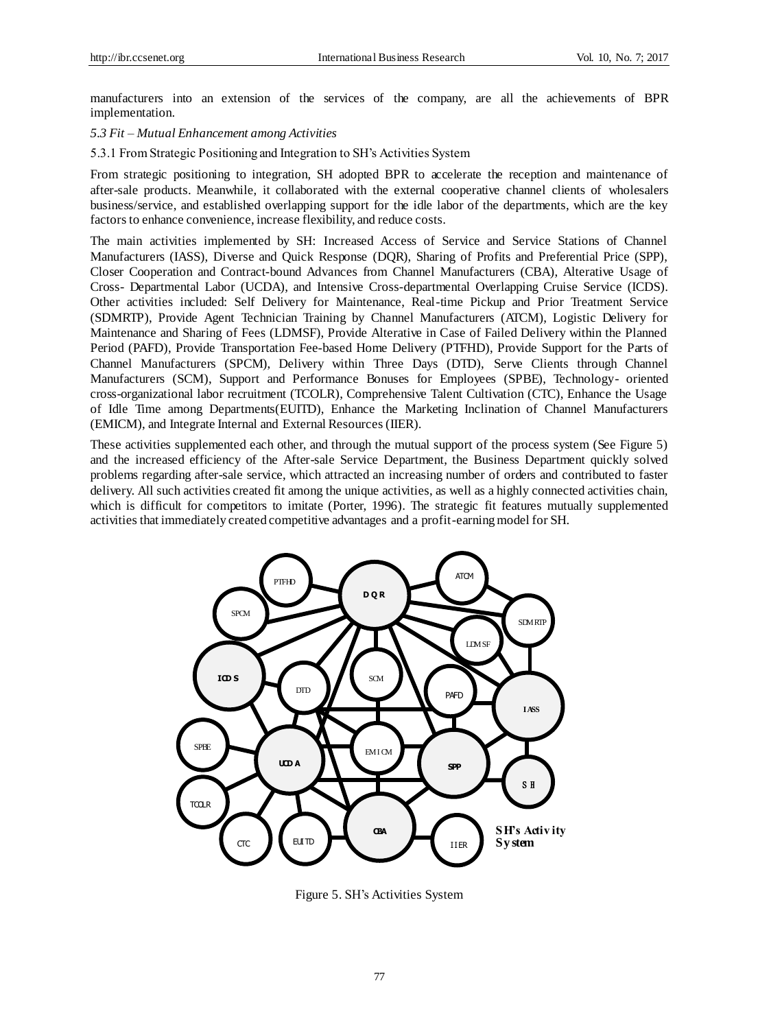manufacturers into an extension of the services of the company, are all the achievements of BPR implementation.

*5.3 Fit – Mutual Enhancement among Activities*

5.3.1 From Strategic Positioning and Integration to SH's Activities System

From strategic positioning to integration, SH adopted BPR to accelerate the reception and maintenance of after-sale products. Meanwhile, it collaborated with the external cooperative channel clients of wholesalers business/service, and established overlapping support for the idle labor of the departments, which are the key factors to enhance convenience, increase flexibility, and reduce costs.

The main activities implemented by SH: Increased Access of Service and Service Stations of Channel Manufacturers (IASS), Diverse and Quick Response (DQR), Sharing of Profits and Preferential Price (SPP), Closer Cooperation and Contract-bound Advances from Channel Manufacturers (CBA), Alterative Usage of Cross- Departmental Labor (UCDA), and Intensive Cross-departmental Overlapping Cruise Service (ICDS). Other activities included: Self Delivery for Maintenance, Real-time Pickup and Prior Treatment Service (SDMRTP), Provide Agent Technician Training by Channel Manufacturers (ATCM), Logistic Delivery for Maintenance and Sharing of Fees (LDMSF), Provide Alterative in Case of Failed Delivery within the Planned Period (PAFD), Provide Transportation Fee-based Home Delivery (PTFHD), Provide Support for the Parts of Channel Manufacturers (SPCM), Delivery within Three Days (DTD), Serve Clients through Channel Manufacturers (SCM), Support and Performance Bonuses for Employees (SPBE), Technology- oriented cross-organizational labor recruitment (TCOLR), Comprehensive Talent Cultivation (CTC), Enhance the Usage of Idle Time among Departments(EUITD), Enhance the Marketing Inclination of Channel Manufacturers (EMICM), and Integrate Internal and External Resources (IIER).

These activities supplemented each other, and through the mutual support of the process system (See Figure 5) and the increased efficiency of the After-sale Service Department, the Business Department quickly solved problems regarding after-sale service, which attracted an increasing number of orders and contributed to faster delivery. All such activities created fit among the unique activities, as well as a highly connected activities chain, which is difficult for competitors to imitate (Porter, 1996). The strategic fit features mutually supplemented activities that immediately created competitive advantages and a profit-earning model for SH.

PTFHD
DQR
ATCM
SPCM
SDMRTP
LDMSF
ICDS
DTD
SCM
PAFD
IASS
SPBE
UCDA
EMICM
SPP
SH
TCOLR
CTC
EUITD
CBA
IIER
SH's Activity System

Figure 5. SH's Activities System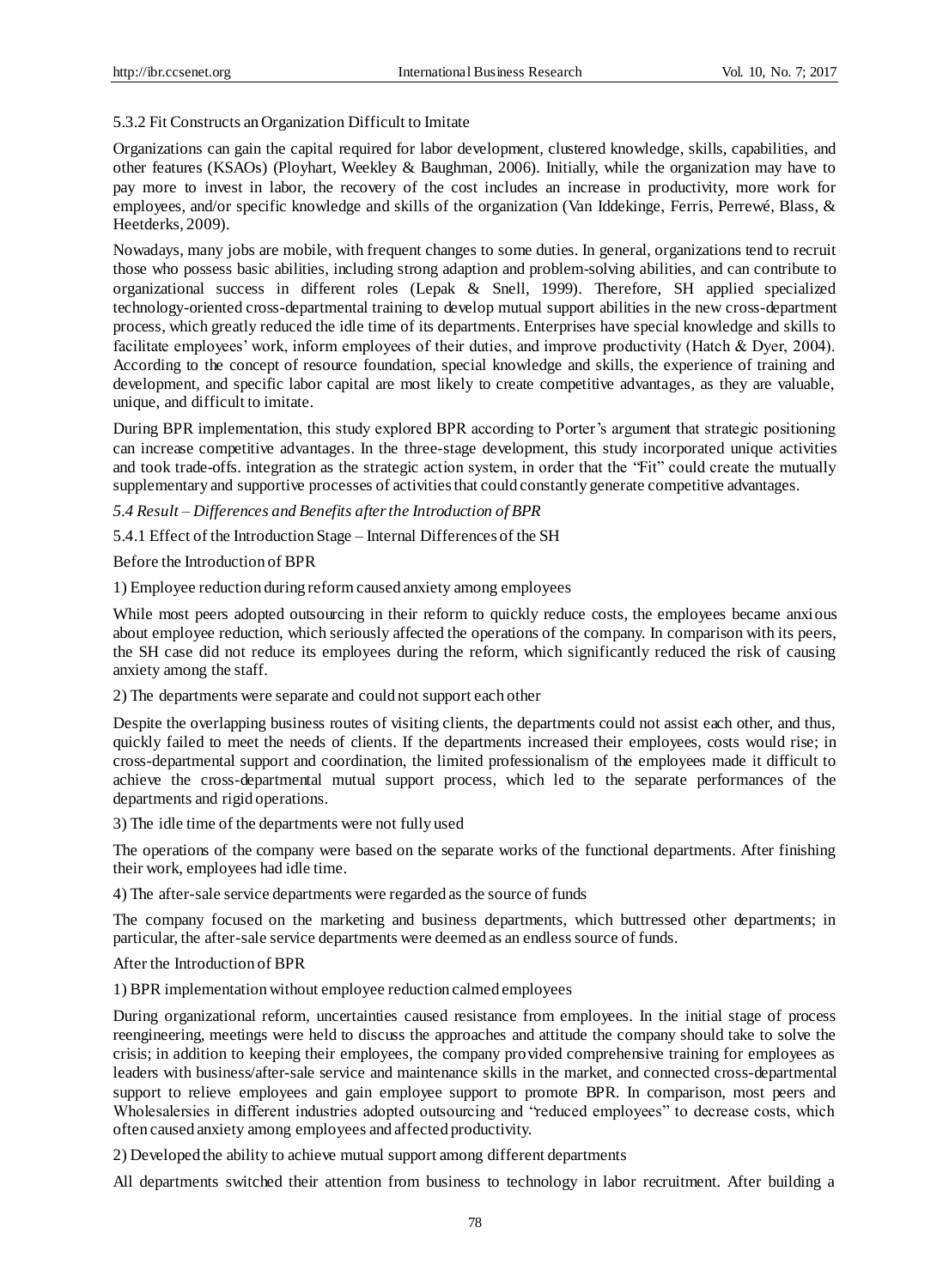#### 5.3.2 Fit Constructs an Organization Difficult to Imitate

Organizations can gain the capital required for labor development, clustered knowledge, skills, capabilities, and other features (KSAOs) (Ployhart, Weekley & Baughman, 2006). Initially, while the organization may have to pay more to invest in labor, the recovery of the cost includes an increase in productivity, more work for employees, and/or specific knowledge and skills of the organization (Van Iddekinge, Ferris, Perrewé, Blass, & Heetderks, 2009).

Nowadays, many jobs are mobile, with frequent changes to some duties. In general, organizations tend to recruit those who possess basic abilities, including strong adaption and problem-solving abilities, and can contribute to organizational success in different roles (Lepak & Snell, 1999). Therefore, SH applied specialized technology-oriented cross-departmental training to develop mutual support abilities in the new cross-department process, which greatly reduced the idle time of its departments. Enterprises have special knowledge and skills to facilitate employees' work, inform employees of their duties, and improve productivity (Hatch & Dyer, 2004). According to the concept of resource foundation, special knowledge and skills, the experience of training and development, and specific labor capital are most likely to create competitive advantages, as they are valuable, unique, and difficult to imitate.

During BPR implementation, this study explored BPR according to Porter's argument that strategic positioning can increase competitive advantages. In the three-stage development, this study incorporated unique activities and took trade-offs. integration as the strategic action system, in order that the "Fit" could create the mutually supplementary and supportive processes of activities that could constantly generate competitive advantages.

### *5.4 Result – Differences and Benefits after the Introduction of BPR*

#### 5.4.1 Effect of the Introduction Stage – Internal Differences of the SH

Before the Introduction of BPR

1) Employee reduction during reform caused anxiety among employees

While most peers adopted outsourcing in their reform to quickly reduce costs, the employees became anxious about employee reduction, which seriously affected the operations of the company. In comparison with its peers, the SH case did not reduce its employees during the reform, which significantly reduced the risk of causing anxiety among the staff.

2) The departments were separate and could not support each other

Despite the overlapping business routes of visiting clients, the departments could not assist each other, and thus, quickly failed to meet the needs of clients. If the departments increased their employees, costs would rise; in cross-departmental support and coordination, the limited professionalism of the employees made it difficult to achieve the cross-departmental mutual support process, which led to the separate performances of the departments and rigid operations.

3) The idle time of the departments were not fully used

The operations of the company were based on the separate works of the functional departments. After finishing their work, employees had idle time.

4) The after-sale service departments were regarded as the source of funds

The company focused on the marketing and business departments, which buttressed other departments; in particular, the after-sale service departments were deemed as an endless source of funds.

After the Introduction of BPR

1) BPR implementation without employee reduction calmed employees

During organizational reform, uncertainties caused resistance from employees. In the initial stage of process reengineering, meetings were held to discuss the approaches and attitude the company should take to solve the crisis; in addition to keeping their employees, the company provided comprehensive training for employees as leaders with business/after-sale service and maintenance skills in the market, and connected cross-departmental support to relieve employees and gain employee support to promote BPR. In comparison, most peers and Wholesalersies in different industries adopted outsourcing and "reduced employees" to decrease costs, which often caused anxiety among employees and affected productivity.

2) Developed the ability to achieve mutual support among different departments

All departments switched their attention from business to technology in labor recruitment. After building a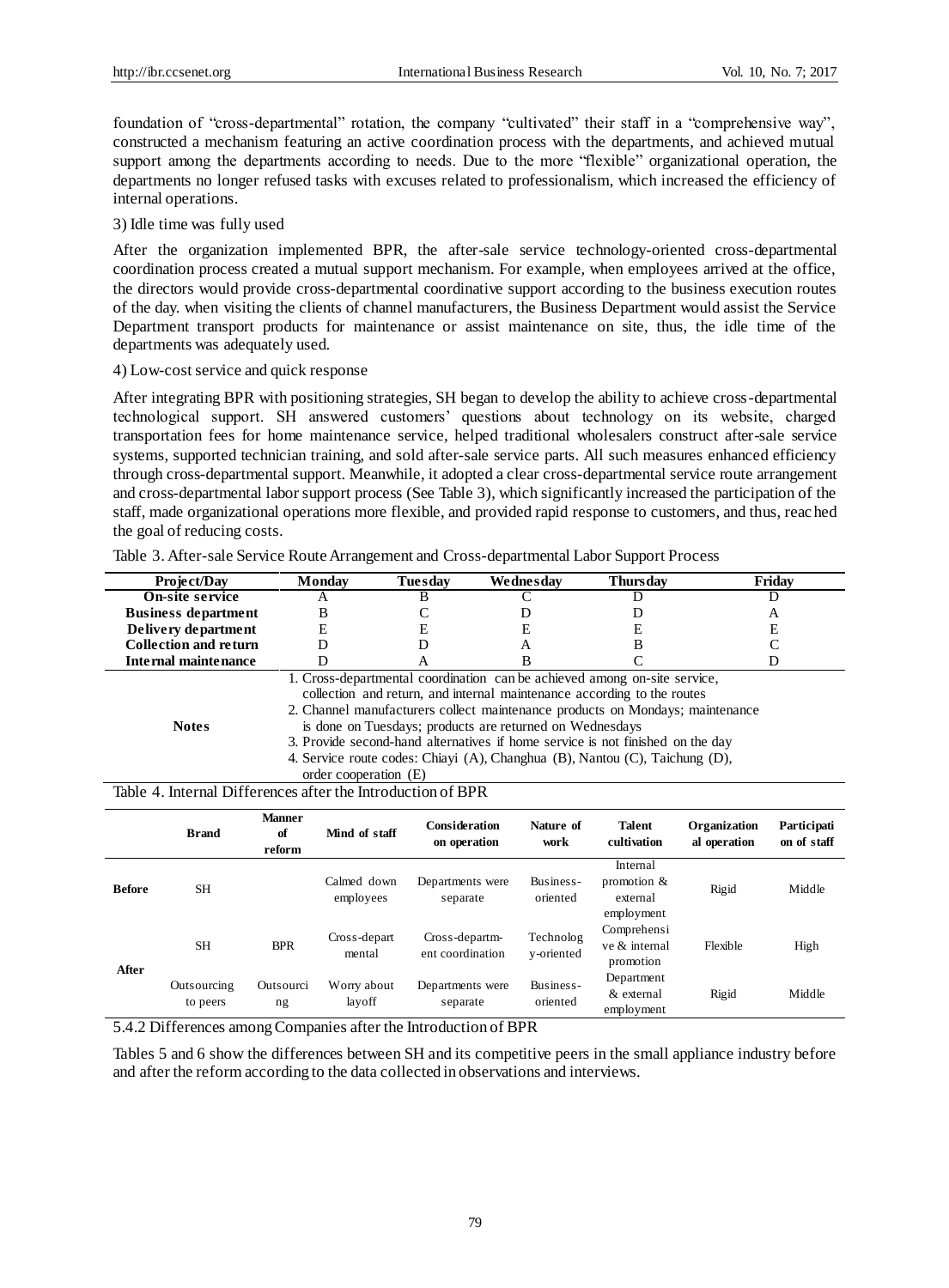foundation of "cross-departmental" rotation, the company "cultivated" their staff in a "comprehensive way", constructed a mechanism featuring an active coordination process with the departments, and achieved mutual support among the departments according to needs. Due to the more "flexible" organizational operation, the departments no longer refused tasks with excuses related to professionalism, which increased the efficiency of internal operations.

3) Idle time was fully used

After the organization implemented BPR, the after-sale service technology-oriented cross-departmental coordination process created a mutual support mechanism. For example, when employees arrived at the office, the directors would provide cross-departmental coordinative support according to the business execution routes of the day. when visiting the clients of channel manufacturers, the Business Department would assist the Service Department transport products for maintenance or assist maintenance on site, thus, the idle time of the departments was adequately used.

4) Low-cost service and quick response

After integrating BPR with positioning strategies, SH began to develop the ability to achieve cross-departmental technological support. SH answered customers' questions about technology on its website, charged transportation fees for home maintenance service, helped traditional wholesalers construct after-sale service systems, supported technician training, and sold after-sale service parts. All such measures enhanced efficiency through cross-departmental support. Meanwhile, it adopted a clear cross-departmental service route arrangement and cross-departmental labor support process (See Table 3), which significantly increased the participation of the staff, made organizational operations more flexible, and provided rapid response to customers, and thus, reached the goal of reducing costs.

Table 3. After-sale Service Route Arrangement and Cross-departmental Labor Support Process

| Project/Day | Monday | Tuesday | Wednesday | Thursday | Friday |
|---|---|---|---|---|---|
| On-site service | A | B | C | D | D |
| Business department | B | C | D | D | A |
| Delivery department | E | E | E | E | E |
| Collection and return | D | D | A | B | C |
| Internal maintenance | D | A | B | C | D |
| Notes | 1. Cross-departmental coordination can be achieved among on-site service, collection and return, and internal maintenance according to the routes<br>2. Channel manufacturers collect maintenance products on Mondays; maintenance is done on Tuesdays; products are returned on Wednesdays<br>3. Provide second-hand alternatives if home service is not finished on the day<br>4. Service route codes: Chiayi (A), Changhua (B), Nantou (C), Taichung (D), order cooperation (E) | | | | |

Table 4. Internal Differences after the Introduction of BPR

| | Brand | Manner of reform | Mind of staff | Consideration on operation | Nature of work | Talent cultivation | Organizational operation | Participation of staff |
|---|---|---|---|---|---|---|---|---|
| Before | SH | | Calmed down employees | Departments were separate | Business-oriented | Internal promotion & external employment | Rigid | Middle |
| After | SH | BPR | Cross-departmental | Cross-department coordination | Technology-oriented | Comprehensive & internal promotion | Flexible | High |
| | Outsourcing to peers | Outsourcing | Worry about layoff | Departments were separate | Business-oriented | Department & external employment | Rigid | Middle |

#### 5.4.2 Differences among Companies after the Introduction of BPR

Tables 5 and 6 show the differences between SH and its competitive peers in the small appliance industry before and after the reform according to the data collected in observations and interviews.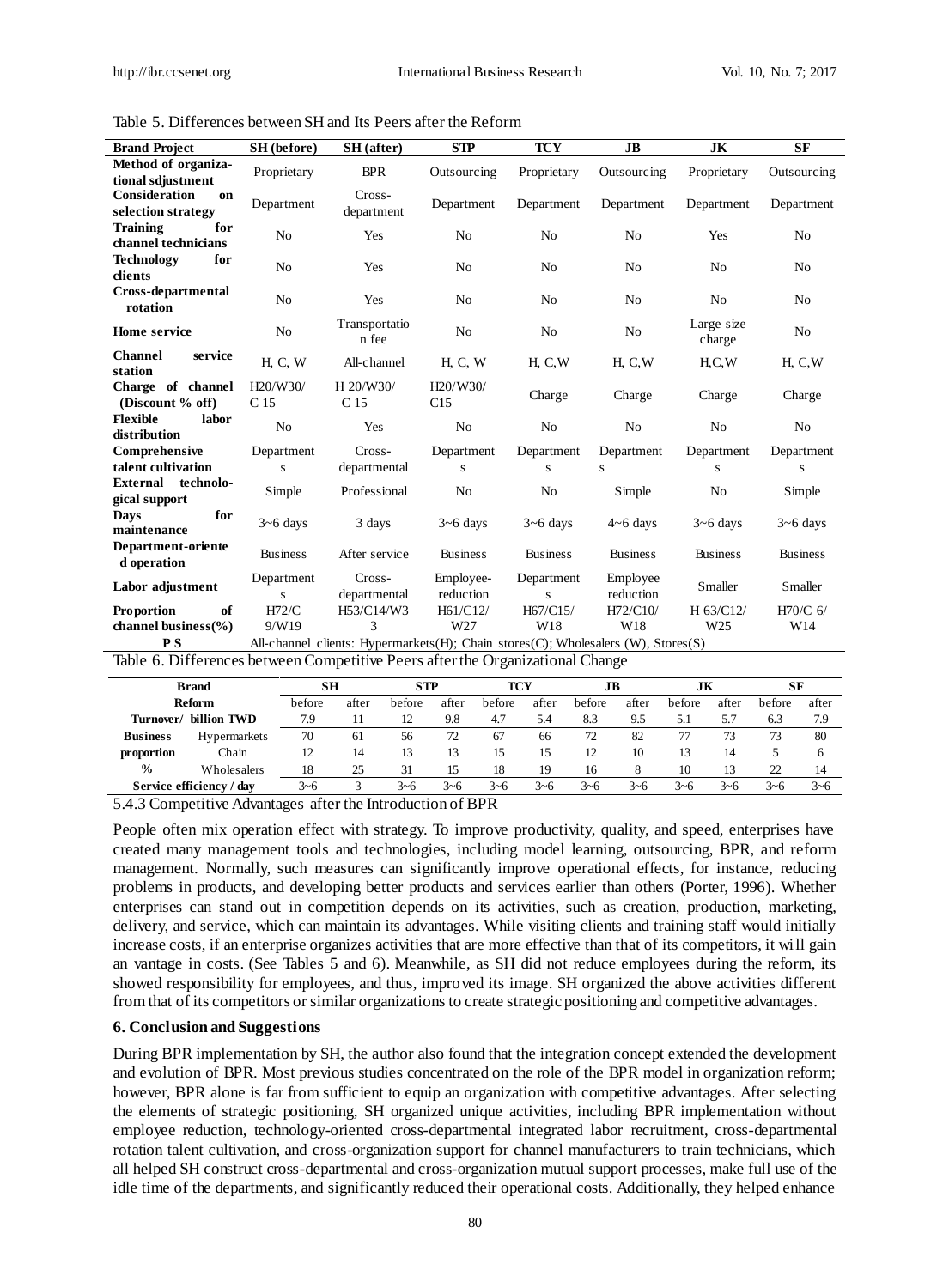Table 5. Differences between SH and Its Peers after the Reform

| Brand Project | SH (before) | SH (after) | STP | TCY | JB | JK | SF |
|---|---|---|---|---|---|---|---|
| Method of organizational sdjustment | Proprietary | BPR | Outsourcing | Proprietary | Outsourcing | Proprietary | Outsourcing |
| Consideration on selection strategy | Department | Cross-department | Department | Department | Department | Department | Department |
| Training for channel technicians | No | Yes | No | No | No | Yes | No |
| Technology for clients | No | Yes | No | No | No | No | No |
| Cross-departmental rotation | No | Yes | No | No | No | No | No |
| Home service | No | Transportation fee | No | No | No | Large size charge | No |
| Channel service station | H, C, W | All-channel | H, C, W | H, C,W | H, C,W | H,C,W | H, C,W |
| Charge of channel (Discount % off) | H20/W30/ C 15 | H 20/W30/ C 15 | H20/W30/ C15 | Charge | Charge | Charge | Charge |
| Flexible labor distribution | No | Yes | No | No | No | No | No |
| Comprehensive talent cultivation | Departments | Cross-departmental | Departments | Departments | Departments | Departments | Departments |
| External technological support | Simple | Professional | No | No | Simple | No | Simple |
| Days for maintenance | 3~6 days | 3 days | 3~6 days | 3~6 days | 4~6 days | 3~6 days | 3~6 days |
| Department-oriented operation | Business | After service | Business | Business | Business | Business | Business |
| Labor adjustment | Departments | Cross-departmental | Employee-reduction | Departments | Employee reduction | Smaller | Smaller |
| Proportion of channel business(%) | H72/C 9/W19 | H53/C14/W33 | H61/C12/ W27 | H67/C15/ W18 | H72/C10/ W18 | H 63/C12/ W25 | H70/C 6/ W14 |
| P S | All-channel clients: Hypermarkets(H); Chain stores(C); Wholesalers (W), Stores(S) | | | | | | |

Table 6. Differences between Competitive Peers after the Organizational Change

| Brand | | SH | | STP | | TCY | | JB | | JK | | SF | |
|---|---|---|---|---|---|---|---|---|---|---|---|---|---|
| Reform | | before | after | before | after | before | after | before | after | before | after | before | after |
| Turnover/ billion TWD | | 7.9 | 11 | 12 | 9.8 | 4.7 | 5.4 | 8.3 | 9.5 | 5.1 | 5.7 | 6.3 | 7.9 |
| Business | Hypermarkets | 70 | 61 | 56 | 72 | 67 | 66 | 72 | 82 | 77 | 73 | 73 | 80 |
| proportion | Chain | 12 | 14 | 13 | 13 | 15 | 15 | 12 | 10 | 13 | 14 | 5 | 6 |
| % | Wholesalers | 18 | 25 | 31 | 15 | 18 | 19 | 16 | 8 | 10 | 13 | 22 | 14 |
| Service efficiency / day | | 3~6 | 3 | 3~6 | 3~6 | 3~6 | 3~6 | 3~6 | 3~6 | 3~6 | 3~6 | 3~6 | 3~6 |

5.4.3 Competitive Advantages after the Introduction of BPR

People often mix operation effect with strategy. To improve productivity, quality, and speed, enterprises have created many management tools and technologies, including model learning, outsourcing, BPR, and reform management. Normally, such measures can significantly improve operational effects, for instance, reducing problems in products, and developing better products and services earlier than others (Porter, 1996). Whether enterprises can stand out in competition depends on its activities, such as creation, production, marketing, delivery, and service, which can maintain its advantages. While visiting clients and training staff would initially increase costs, if an enterprise organizes activities that are more effective than that of its competitors, it will gain an vantage in costs. (See Tables 5 and 6). Meanwhile, as SH did not reduce employees during the reform, its showed responsibility for employees, and thus, improved its image. SH organized the above activities different from that of its competitors or similar organizations to create strategic positioning and competitive advantages.

## 6. Conclusion and Suggestions

During BPR implementation by SH, the author also found that the integration concept extended the development and evolution of BPR. Most previous studies concentrated on the role of the BPR model in organization reform; however, BPR alone is far from sufficient to equip an organization with competitive advantages. After selecting the elements of strategic positioning, SH organized unique activities, including BPR implementation without employee reduction, technology-oriented cross-departmental integrated labor recruitment, cross-departmental rotation talent cultivation, and cross-organization support for channel manufacturers to train technicians, which all helped SH construct cross-departmental and cross-organization mutual support processes, make full use of the idle time of the departments, and significantly reduced their operational costs. Additionally, they helped enhance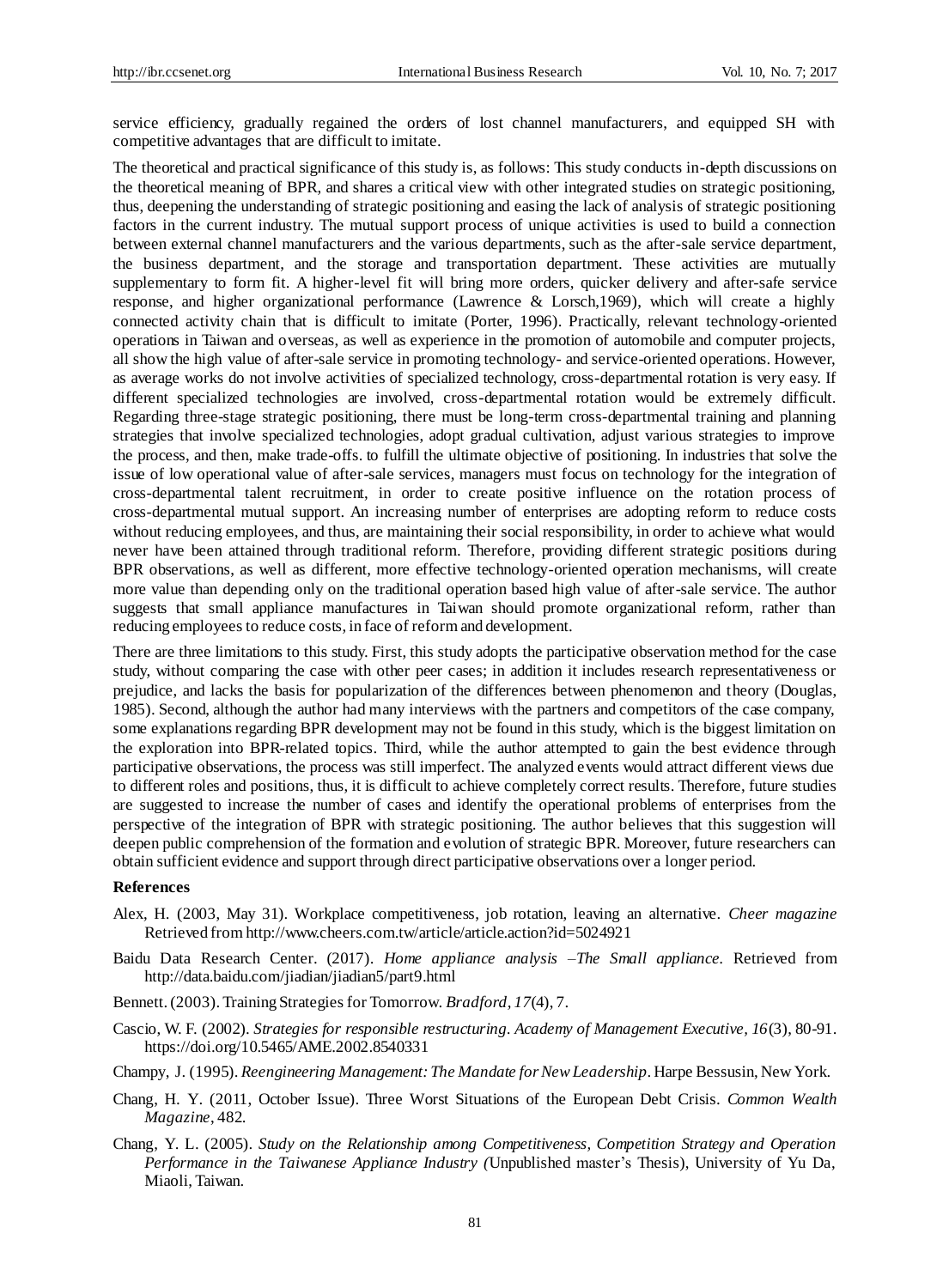service efficiency, gradually regained the orders of lost channel manufacturers, and equipped SH with competitive advantages that are difficult to imitate.

The theoretical and practical significance of this study is, as follows: This study conducts in-depth discussions on the theoretical meaning of BPR, and shares a critical view with other integrated studies on strategic positioning, thus, deepening the understanding of strategic positioning and easing the lack of analysis of strategic positioning factors in the current industry. The mutual support process of unique activities is used to build a connection between external channel manufacturers and the various departments, such as the after-sale service department, the business department, and the storage and transportation department. These activities are mutually supplementary to form fit. A higher-level fit will bring more orders, quicker delivery and after-safe service response, and higher organizational performance (Lawrence & Lorsch,1969), which will create a highly connected activity chain that is difficult to imitate (Porter, 1996). Practically, relevant technology-oriented operations in Taiwan and overseas, as well as experience in the promotion of automobile and computer projects, all show the high value of after-sale service in promoting technology- and service-oriented operations. However, as average works do not involve activities of specialized technology, cross-departmental rotation is very easy. If different specialized technologies are involved, cross-departmental rotation would be extremely difficult. Regarding three-stage strategic positioning, there must be long-term cross-departmental training and planning strategies that involve specialized technologies, adopt gradual cultivation, adjust various strategies to improve the process, and then, make trade-offs. to fulfill the ultimate objective of positioning. In industries that solve the issue of low operational value of after-sale services, managers must focus on technology for the integration of cross-departmental talent recruitment, in order to create positive influence on the rotation process of cross-departmental mutual support. An increasing number of enterprises are adopting reform to reduce costs without reducing employees, and thus, are maintaining their social responsibility, in order to achieve what would never have been attained through traditional reform. Therefore, providing different strategic positions during BPR observations, as well as different, more effective technology-oriented operation mechanisms, will create more value than depending only on the traditional operation based high value of after-sale service. The author suggests that small appliance manufactures in Taiwan should promote organizational reform, rather than reducing employees to reduce costs, in face of reform and development.

There are three limitations to this study. First, this study adopts the participative observation method for the case study, without comparing the case with other peer cases; in addition it includes research representativeness or prejudice, and lacks the basis for popularization of the differences between phenomenon and theory (Douglas, 1985). Second, although the author had many interviews with the partners and competitors of the case company, some explanations regarding BPR development may not be found in this study, which is the biggest limitation on the exploration into BPR-related topics. Third, while the author attempted to gain the best evidence through participative observations, the process was still imperfect. The analyzed events would attract different views due to different roles and positions, thus, it is difficult to achieve completely correct results. Therefore, future studies are suggested to increase the number of cases and identify the operational problems of enterprises from the perspective of the integration of BPR with strategic positioning. The author believes that this suggestion will deepen public comprehension of the formation and evolution of strategic BPR. Moreover, future researchers can obtain sufficient evidence and support through direct participative observations over a longer period.

## References

Alex, H. (2003, May 31). Workplace competitiveness, job rotation, leaving an alternative. *Cheer magazine* Retrieved from http://www.cheers.com.tw/article/article.action?id=5024921

Baidu Data Research Center. (2017). *Home appliance analysis –The Small appliance*. Retrieved from http://data.baidu.com/jiadian/jiadian5/part9.html

Bennett. (2003). Training Strategies for Tomorrow. *Bradford, 17*(4), 7.

Cascio, W. F. (2002). *Strategies for responsible restructuring*. *Academy of Management Executive, 16*(3), 80-91. https://doi.org/10.5465/AME.2002.8540331

Champy, J. (1995). *Reengineering Management: The Mandate for New Leadership*. Harpe Bessusin, New York.

Chang, H. Y. (2011, October Issue). Three Worst Situations of the European Debt Crisis. *Common Wealth Magazine*, 482.

Chang, Y. L. (2005). *Study on the Relationship among Competitiveness, Competition Strategy and Operation Performance in the Taiwanese Appliance Industry (*Unpublished master's Thesis), University of Yu Da, Miaoli, Taiwan.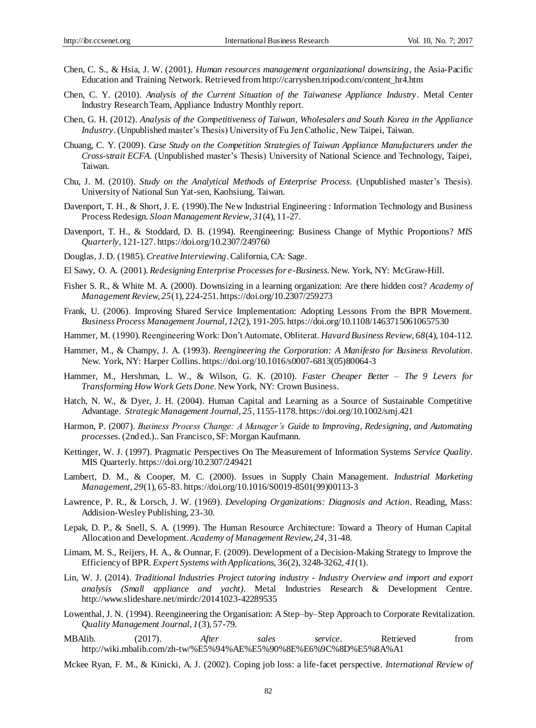Chen, C. S., & Hsia, J. W. (2001). *Human resources management organizational downsizing*, the Asia-Pacific Education and Training Network. Retrieved from http://carryshen.tripod.com/content_hr4.htm

Chen, C. Y. (2010). *Analysis of the Current Situation of the Taiwanese Appliance Industry*. Metal Center Industry Research Team, Appliance Industry Monthly report.

Chen, G. H. (2012). *Analysis of the Competitiveness of Taiwan, Wholesalers and South Korea in the Appliance Industry*. (Unpublished master's Thesis) University of Fu Jen Catholic, New Taipei, Taiwan.

Chuang, C. Y. (2009). *Case Study on the Competition Strategies of Taiwan Appliance Manufacturers under the Cross-strait ECFA*. (Unpublished master's Thesis) University of National Science and Technology, Taipei, Taiwan.

Chu, J. M. (2010). *Study on the Analytical Methods of Enterprise Process*. (Unpublished master's Thesis). University of National Sun Yat-sen, Kaohsiung, Taiwan.

Davenport, T. H., & Short, J. E. (1990).The New Industrial Engineering : Information Technology and Business Process Redesign. *Sloan Management Review, 31*(4), 11-27.

Davenport, T. H., & Stoddard, D. B. (1994). Reengineering: Business Change of Mythic Proportions? *MIS Quarterly*, 121-127. https://doi.org/10.2307/249760

Douglas, J. D. (1985). *Creative Interviewing*. California, CA: Sage.

El Sawy, O. A. (2001). *Redesigning Enterprise Processes for e-Business*. New. York, NY: McGraw-Hill.

Fisher S. R., & White M. A. (2000). Downsizing in a learning organization: Are there hidden cost? *Academy of Management Review, 25*(1), 224-251. https://doi.org/10.2307/259273

Frank, U. (2006). Improving Shared Service Implementation: Adopting Lessons From the BPR Movement. *Business Process Management Journal, 12*(2), 191-205. https://doi.org/10.1108/14637150610657530

Hammer, M. (1990). Reengineering Work: Don't Automate, Obliterat. *Havard Business Review, 68*(4), 104-112.

Hammer, M., & Champy, J. A. (1993). *Reengineering the Corporation: A Manifesto for Business Revolution*. New. York, NY: Harper Collins. https://doi.org/10.1016/s0007-6813(05)80064-3

Hammer, M., Hershman, L. W., & Wilson, G. K. (2010). *Faster Cheaper Better – The 9 Levers for Transforming How Work Gets Done*. New York, NY: Crown Business.

Hatch, N. W., & Dyer, J. H. (2004). Human Capital and Learning as a Source of Sustainable Competitive Advantage. *Strategic Management Journal, 25*, 1155-1178. https://doi.org/10.1002/smj.421

Harmon, P. (2007). *Business Process Change: A Manager's Guide to Improving, Redesigning, and Automating processes*. (2nd ed.).. San Francisco, SF: Morgan Kaufmann.

Kettinger, W. J. (1997). Pragmatic Perspectives On The Measurement of Information Systems *Service Quality*. MIS Quarterly. https://doi.org/10.2307/249421

Lambert, D. M., & Cooper, M. C. (2000). Issues in Supply Chain Management. *Industrial Marketing Management, 29*(1), 65-83. https://doi.org/10.1016/S0019-8501(99)00113-3

Lawrence, P. R., & Lorsch, J. W. (1969). *Developing Organizations: Diagnosis and Action*. Reading, Mass: Addision-Wesley Publishing, 23-30.

Lepak, D. P., & Snell, S. A. (1999). The Human Resource Architecture: Toward a Theory of Human Capital Allocation and Development. *Academy of Management Review, 24*, 31-48.

Limam, M. S., Reijers, H. A., & Ounnar, F. (2009). Development of a Decision-Making Strategy to Improve the Efficiency of BPR. *Expert Systems with Applications,* 36(2), 3248-3262, *41*(1).

Lin, W. J. (2014). *Traditional Industries Project tutoring industry - Industry Overview and import and export analysis (Small appliance and yacht)*. Metal Industries Research & Development Centre. http://www.slideshare.net/mirdc/20141023-42289535

Lowenthal, J. N. (1994). Reengineering the Organisation: A Step–by–Step Approach to Corporate Revitalization. *Quality Management Journal, 1*(3), 57-79.

MBAlib. (2017). *After sales service*. Retrieved from http://wiki.mbalib.com/zh-tw/%E5%94%AE%E5%90%8E%E6%9C%8D%E5%8A%A1

Mckee Ryan, F. M., & Kinicki, A. J. (2002). Coping job loss: a life-facet perspective. *International Review of*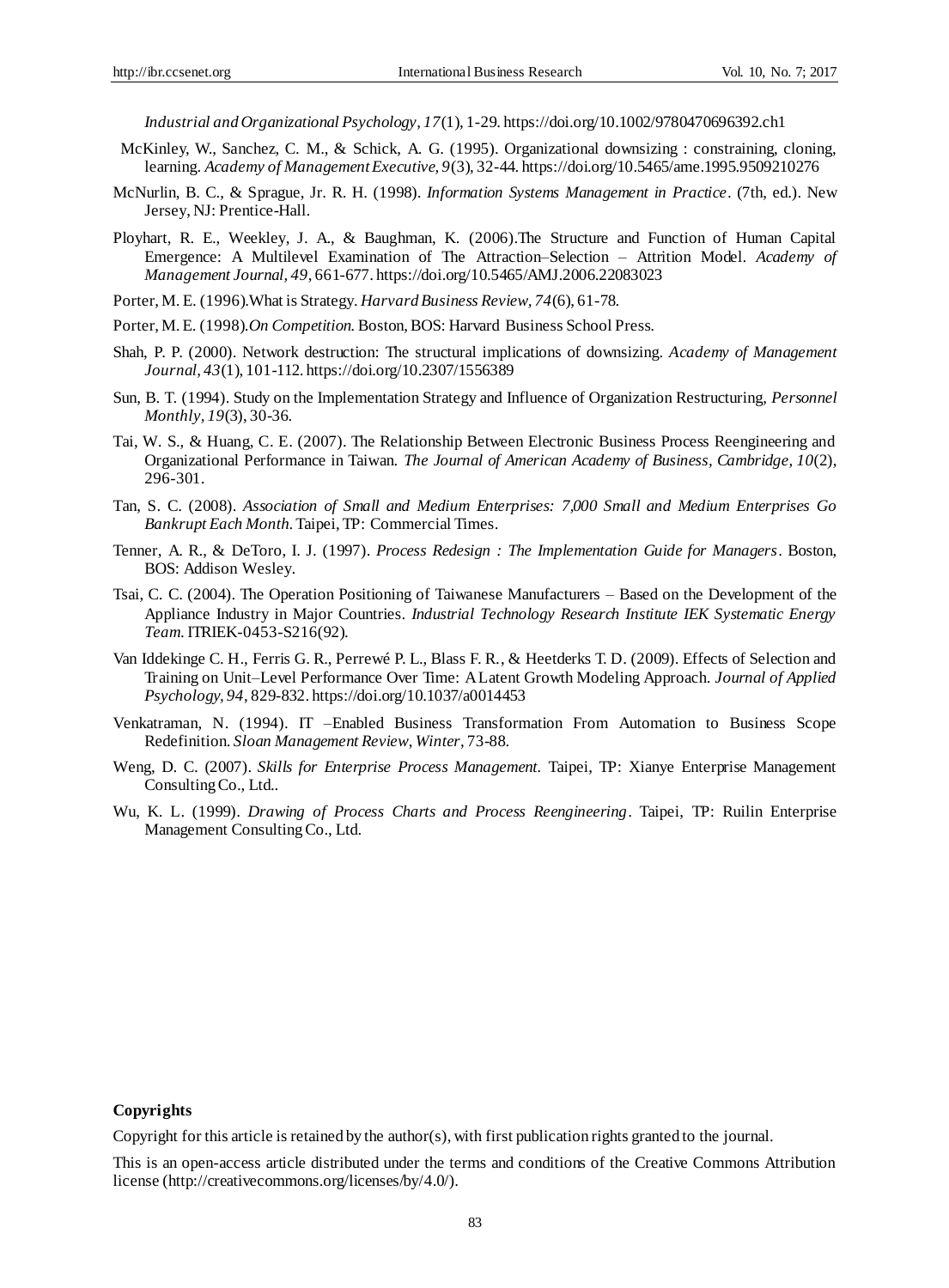*Industrial and Organizational Psychology, 17*(1), 1-29. https://doi.org/10.1002/9780470696392.ch1

McKinley, W., Sanchez, C. M., & Schick, A. G. (1995). Organizational downsizing : constraining, cloning, learning. *Academy of Management Executive, 9*(3), 32-44. https://doi.org/10.5465/ame.1995.9509210276

McNurlin, B. C., & Sprague, Jr. R. H. (1998). *Information Systems Management in Practice*. (7th, ed.). New Jersey, NJ: Prentice-Hall.

Ployhart, R. E., Weekley, J. A., & Baughman, K. (2006).The Structure and Function of Human Capital Emergence: A Multilevel Examination of The Attraction–Selection – Attrition Model. *Academy of Management Journal, 49*, 661-677. https://doi.org/10.5465/AMJ.2006.22083023

Porter, M. E. (1996).What is Strategy. *Harvard Business Review, 74*(6), 61-78.

Porter, M. E. (1998).*On Competition*. Boston, BOS: Harvard Business School Press.

Shah, P. P. (2000). Network destruction: The structural implications of downsizing. *Academy of Management Journal, 43*(1), 101-112. https://doi.org/10.2307/1556389

Sun, B. T. (1994). Study on the Implementation Strategy and Influence of Organization Restructuring, *Personnel Monthly, 19*(3), 30-36.

Tai, W. S., & Huang, C. E. (2007). The Relationship Between Electronic Business Process Reengineering and Organizational Performance in Taiwan. *The Journal of American Academy of Business, Cambridge, 10*(2), 296-301.

Tan, S. C. (2008). *Association of Small and Medium Enterprises: 7,000 Small and Medium Enterprises Go Bankrupt Each Month*. Taipei, TP: Commercial Times.

Tenner, A. R., & DeToro, I. J. (1997). *Process Redesign : The Implementation Guide for Managers*. Boston, BOS: Addison Wesley.

Tsai, C. C. (2004). The Operation Positioning of Taiwanese Manufacturers – Based on the Development of the Appliance Industry in Major Countries. *Industrial Technology Research Institute IEK Systematic Energy Team*. ITRIEK-0453-S216(92).

Van Iddekinge C. H., Ferris G. R., Perrewé P. L., Blass F. R., & Heetderks T. D. (2009). Effects of Selection and Training on Unit–Level Performance Over Time: A Latent Growth Modeling Approach. *Journal of Applied Psychology, 94*, 829-832. https://doi.org/10.1037/a0014453

Venkatraman, N. (1994). IT –Enabled Business Transformation From Automation to Business Scope Redefinition. *Sloan Management Review, Winter*, 73-88.

Weng, D. C. (2007). *Skills for Enterprise Process Management*. Taipei, TP: Xianye Enterprise Management Consulting Co., Ltd..

Wu, K. L. (1999). *Drawing of Process Charts and Process Reengineering*. Taipei, TP: Ruilin Enterprise Management Consulting Co., Ltd.

**Copyrights**

Copyright for this article is retained by the author(s), with first publication rights granted to the journal.

This is an open-access article distributed under the terms and conditions of the Creative Commons Attribution license (http://creativecommons.org/licenses/by/4.0/).